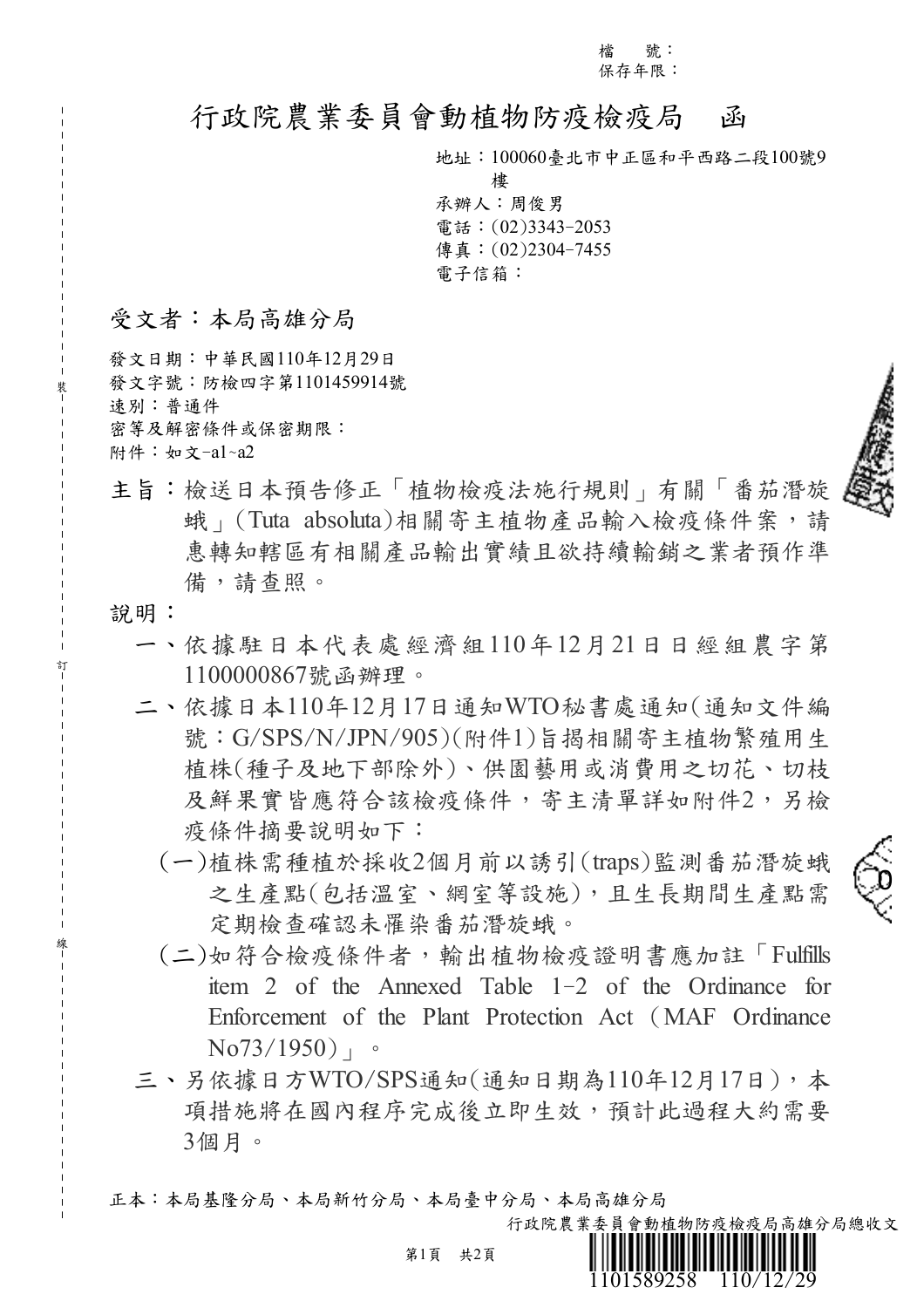檔　號：
保存年限：

# 行政院農業委員會動植物防疫檢疫局　函

地址：100060臺北市中正區和平西路二段100號9樓
承辦人：周俊男
電話：(02)3343-2053
傳真：(02)2304-7455
電子信箱：

受文者：本局高雄分局

發文日期：中華民國110年12月29日
發文字號：防檢四字第1101459914號
速別：普通件
密等及解密條件或保密期限：
附件：如文-a1~a2

主旨：檢送日本預告修正「植物檢疫法施行規則」有關「番茄潛旋蛾」(Tuta absoluta)相關寄主植物產品輸入檢疫條件案，請惠轉知轄區有相關產品輸出實績且欲持續輸銷之業者預作準備，請查照。

說明：

一、依據駐日本代表處經濟組110年12月21日日經組農字第1100000867號函辦理。

二、依據日本110年12月17日通知WTO秘書處通知(通知文件編號：G/SPS/N/JPN/905)(附件1)旨揭相關寄主植物繁殖用生植株(種子及地下部除外)、供園藝用或消費用之切花、切枝及鮮果實皆應符合該檢疫條件，寄主清單詳如附件2，另檢疫條件摘要說明如下：

(一)植株需種植於採收2個月前以誘引(traps)監測番茄潛旋蛾之生產點(包括溫室、網室等設施)，且生長期間生產點需定期檢查確認未罹染番茄潛旋蛾。

(二)如符合檢疫條件者，輸出植物檢疫證明書應加註「Fulfills item 2 of the Annexed Table 1-2 of the Ordinance for Enforcement of the Plant Protection Act（MAF Ordinance No73/1950）」。

三、另依據日方WTO/SPS通知(通知日期為110年12月17日)，本項措施將在國內程序完成後立即生效，預計此過程大約需要3個月。

正本：本局基隆分局、本局新竹分局、本局臺中分局、本局高雄分局

行政院農業委員會動植物防疫檢疫局高雄分局總收文
1101589258　110/12/29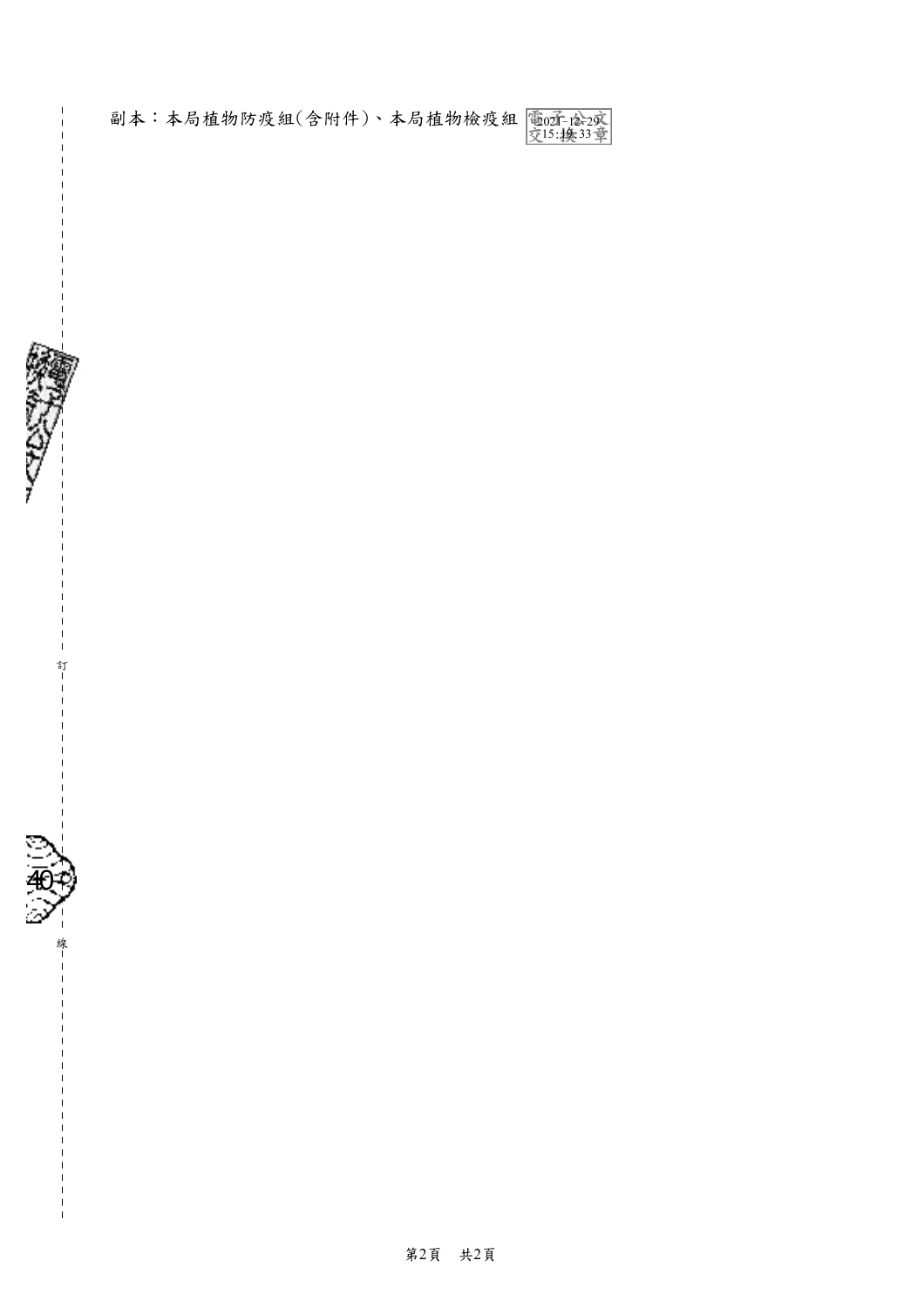副本：本局植物防疫組(含附件)、本局植物檢疫組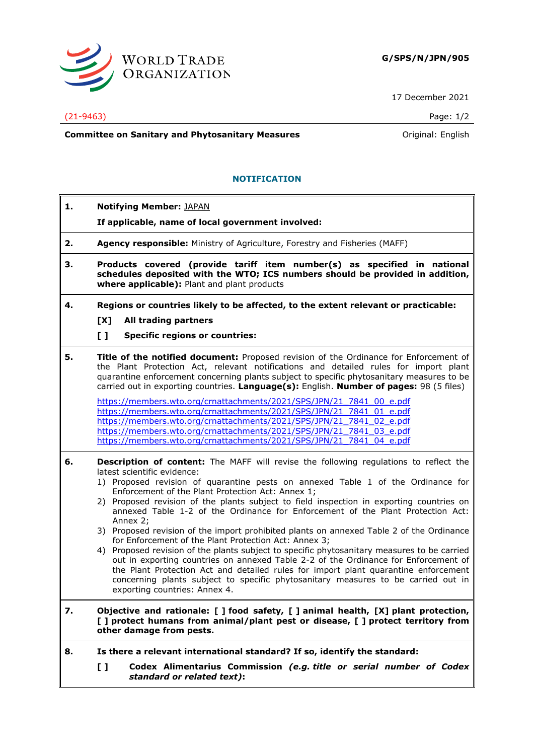G/SPS/N/JPN/905

17 December 2021

(21-9463)

**Committee on Sanitary and Phytosanitary Measures** Original: English

## NOTIFICATION

**1.** **Notifying Member:** JAPAN

**If applicable, name of local government involved:**

**2.** **Agency responsible:** Ministry of Agriculture, Forestry and Fisheries (MAFF)

**3.** **Products covered (provide tariff item number(s) as specified in national schedules deposited with the WTO; ICS numbers should be provided in addition, where applicable):** Plant and plant products

**4.** **Regions or countries likely to be affected, to the extent relevant or practicable:**

**[X] All trading partners**

**[ ] Specific regions or countries:**

**5.** **Title of the notified document:** Proposed revision of the Ordinance for Enforcement of the Plant Protection Act, relevant notifications and detailed rules for import plant quarantine enforcement concerning plants subject to specific phytosanitary measures to be carried out in exporting countries. **Language(s):** English. **Number of pages:** 98 (5 files)

https://members.wto.org/crnattachments/2021/SPS/JPN/21_7841_00_e.pdf
https://members.wto.org/crnattachments/2021/SPS/JPN/21_7841_01_e.pdf
https://members.wto.org/crnattachments/2021/SPS/JPN/21_7841_02_e.pdf
https://members.wto.org/crnattachments/2021/SPS/JPN/21_7841_03_e.pdf
https://members.wto.org/crnattachments/2021/SPS/JPN/21_7841_04_e.pdf

**6.** **Description of content:** The MAFF will revise the following regulations to reflect the latest scientific evidence:

1) Proposed revision of quarantine pests on annexed Table 1 of the Ordinance for Enforcement of the Plant Protection Act: Annex 1;
2) Proposed revision of the plants subject to field inspection in exporting countries on annexed Table 1-2 of the Ordinance for Enforcement of the Plant Protection Act: Annex 2;
3) Proposed revision of the import prohibited plants on annexed Table 2 of the Ordinance for Enforcement of the Plant Protection Act: Annex 3;
4) Proposed revision of the plants subject to specific phytosanitary measures to be carried out in exporting countries on annexed Table 2-2 of the Ordinance for Enforcement of the Plant Protection Act and detailed rules for import plant quarantine enforcement concerning plants subject to specific phytosanitary measures to be carried out in exporting countries: Annex 4.

**7.** **Objective and rationale: [ ] food safety, [ ] animal health, [X] plant protection, [ ] protect humans from animal/plant pest or disease, [ ] protect territory from other damage from pests.**

**8.** **Is there a relevant international standard? If so, identify the standard:**

**[ ] Codex Alimentarius Commission** ***(e.g. title or serial number of Codex standard or related text)*****:**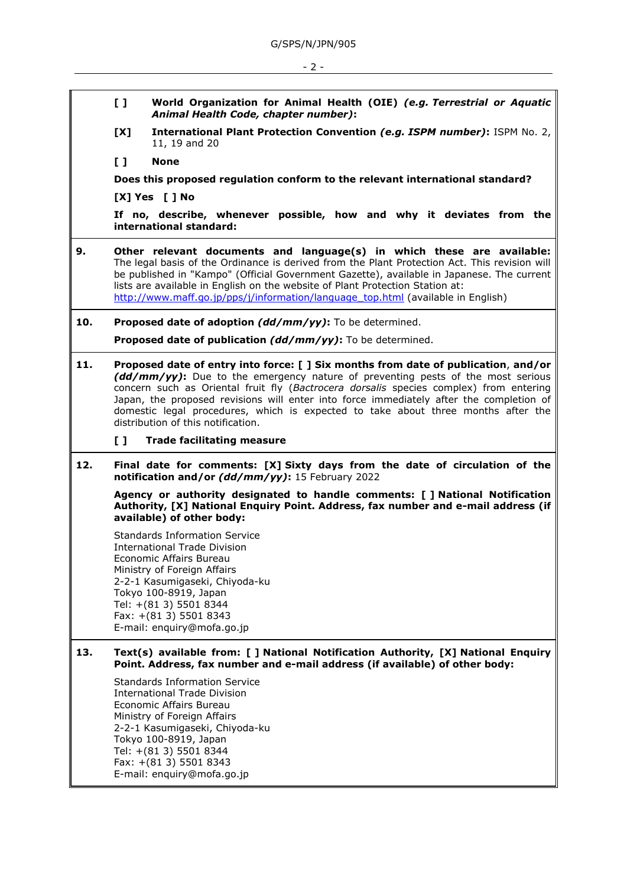**[ ] World Organization for Animal Health (OIE)** ***(e.g. Terrestrial or Aquatic Animal Health Code, chapter number)*****:**

**[X] International Plant Protection Convention** ***(e.g. ISPM number)*****:** ISPM No. 2, 11, 19 and 20

**[ ] None**

**Does this proposed regulation conform to the relevant international standard?**

**[X] Yes [ ] No**

**If no, describe, whenever possible, how and why it deviates from the international standard:**

**9. Other relevant documents and language(s) in which these are available:** The legal basis of the Ordinance is derived from the Plant Protection Act. This revision will be published in "Kampo" (Official Government Gazette), available in Japanese. The current lists are available in English on the website of Plant Protection Station at: http://www.maff.go.jp/pps/j/information/language_top.html (available in English)

**10. Proposed date of adoption** ***(dd/mm/yy)*****:** To be determined.

**Proposed date of publication** ***(dd/mm/yy)*****:** To be determined.

**11. Proposed date of entry into force: [ ] Six months from date of publication**, **and/or** ***(dd/mm/yy)*****:** Due to the emergency nature of preventing pests of the most serious concern such as Oriental fruit fly (*Bactrocera dorsalis* species complex) from entering Japan, the proposed revisions will enter into force immediately after the completion of domestic legal procedures, which is expected to take about three months after the distribution of this notification.

**[ ] Trade facilitating measure**

**12. Final date for comments: [X] Sixty days from the date of circulation of the notification and/or** ***(dd/mm/yy)*****:** 15 February 2022

**Agency or authority designated to handle comments: [ ] National Notification Authority, [X] National Enquiry Point. Address, fax number and e-mail address (if available) of other body:**

Standards Information Service
International Trade Division
Economic Affairs Bureau
Ministry of Foreign Affairs
2-2-1 Kasumigaseki, Chiyoda-ku
Tokyo 100-8919, Japan
Tel: +(81 3) 5501 8344
Fax: +(81 3) 5501 8343
E-mail: enquiry@mofa.go.jp

**13. Text(s) available from: [ ] National Notification Authority, [X] National Enquiry Point. Address, fax number and e-mail address (if available) of other body:**

Standards Information Service
International Trade Division
Economic Affairs Bureau
Ministry of Foreign Affairs
2-2-1 Kasumigaseki, Chiyoda-ku
Tokyo 100-8919, Japan
Tel: +(81 3) 5501 8344
Fax: +(81 3) 5501 8343
E-mail: enquiry@mofa.go.jp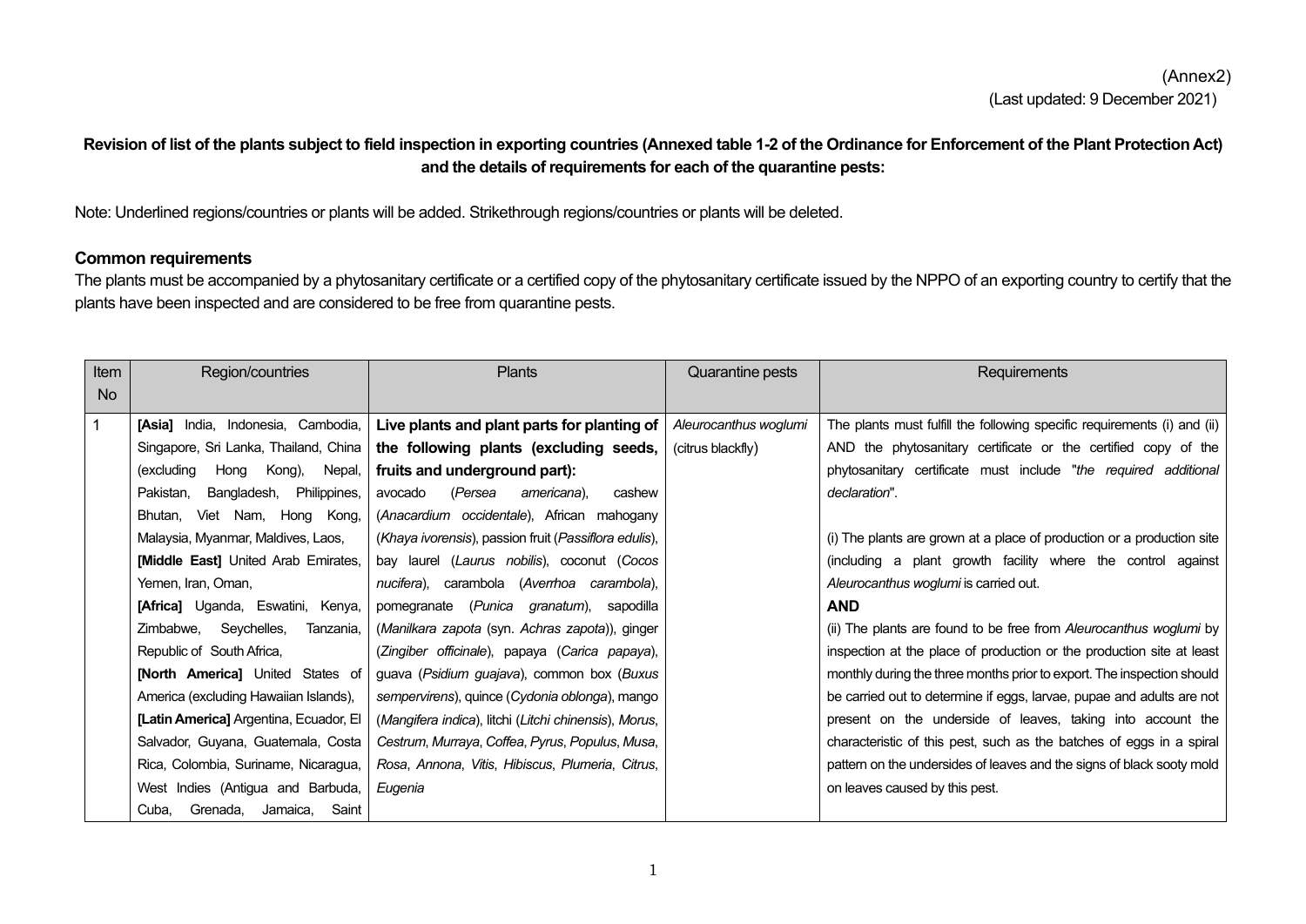(Annex2)
(Last updated: 9 December 2021)

**Revision of list of the plants subject to field inspection in exporting countries (Annexed table 1-2 of the Ordinance for Enforcement of the Plant Protection Act) and the details of requirements for each of the quarantine pests:**

Note: Underlined regions/countries or plants will be added. Strikethrough regions/countries or plants will be deleted.

**Common requirements**

The plants must be accompanied by a phytosanitary certificate or a certified copy of the phytosanitary certificate issued by the NPPO of an exporting country to certify that the plants have been inspected and are considered to be free from quarantine pests.

| Item No | Region/countries | Plants | Quarantine pests | Requirements |
|---|---|---|---|---|
| 1 | **[Asia]** India, Indonesia, Cambodia, Singapore, Sri Lanka, Thailand, China (excluding Hong Kong), Nepal, Pakistan, Bangladesh, Philippines, Bhutan, Viet Nam, Hong Kong, Malaysia, Myanmar, Maldives, Laos, **[Middle East]** United Arab Emirates, Yemen, Iran, Oman, **[Africa]** Uganda, Eswatini, Kenya, Zimbabwe, Seychelles, Tanzania, Republic of South Africa, **[North America]** United States of America (excluding Hawaiian Islands), **[Latin America]** Argentina, Ecuador, El Salvador, Guyana, Guatemala, Costa Rica, Colombia, Suriname, Nicaragua, West Indies (Antigua and Barbuda, Cuba, Grenada, Jamaica, Saint | **Live plants and plant parts for planting of the following plants (excluding seeds, fruits and underground part):** avocado (*Persea americana*), cashew (*Anacardium occidentale*), African mahogany (*Khaya ivorensis*), passion fruit (*Passiflora edulis*), bay laurel (*Laurus nobilis*), coconut (*Cocos nucifera*), carambola (*Averrhoa carambola*), pomegranate (*Punica granatum*), sapodilla (*Manilkara zapota* (syn. *Achras zapota*)), ginger (*Zingiber officinale*), papaya (*Carica papaya*), guava (*Psidium guajava*), common box (*Buxus sempervirens*), quince (*Cydonia oblonga*), mango (*Mangifera indica*), litchi (*Litchi chinensis*), *Morus*, *Cestrum*, *Murraya*, *Coffea*, *Pyrus*, *Populus*, *Musa*, *Rosa*, *Annona*, *Vitis*, *Hibiscus*, *Plumeria*, *Citrus*, *Eugenia* | *Aleurocanthus woglumi* (citrus blackfly) | The plants must fulfill the following specific requirements (i) and (ii) AND the phytosanitary certificate or the certified copy of the phytosanitary certificate must include "*the required additional declaration*".<br><br>(i) The plants are grown at a place of production or a production site (including a plant growth facility where the control against *Aleurocanthus woglumi* is carried out.<br>**AND**<br>(ii) The plants are found to be free from *Aleurocanthus woglumi* by inspection at the place of production or the production site at least monthly during the three months prior to export. The inspection should be carried out to determine if eggs, larvae, pupae and adults are not present on the underside of leaves, taking into account the characteristic of this pest, such as the batches of eggs in a spiral pattern on the undersides of leaves and the signs of black sooty mold on leaves caused by this pest. |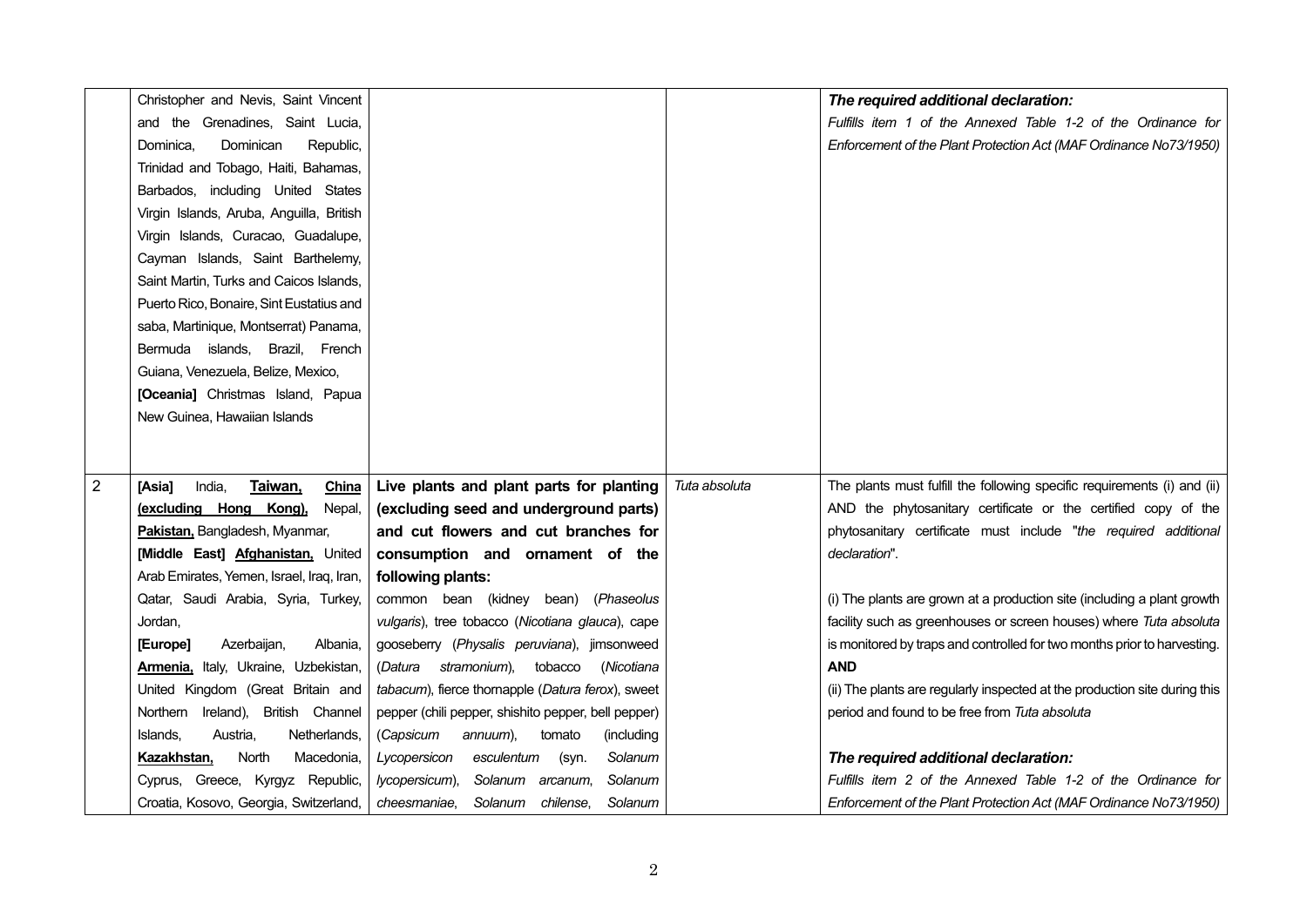| | | | | |
|---|---|---|---|---|
| | Christopher and Nevis, Saint Vincent and the Grenadines, Saint Lucia, Dominica, Dominican Republic, Trinidad and Tobago, Haiti, Bahamas, Barbados, including United States Virgin Islands, Aruba, Anguilla, British Virgin Islands, Curacao, Guadalupe, Cayman Islands, Saint Barthelemy, Saint Martin, Turks and Caicos Islands, Puerto Rico, Bonaire, Sint Eustatius and saba, Martinique, Montserrat) Panama, Bermuda islands, Brazil, French Guiana, Venezuela, Belize, Mexico, **[Oceania]** Christmas Island, Papua New Guinea, Hawaiian Islands | | | ***The required additional declaration:*** *Fulfills item 1 of the Annexed Table 1-2 of the Ordinance for Enforcement of the Plant Protection Act (MAF Ordinance No73/1950)* |
| 2 | **[Asia]** India, **Taiwan, China (excluding Hong Kong),** Nepal, **Pakistan,** Bangladesh, Myanmar, **[Middle East] Afghanistan,** United Arab Emirates, Yemen, Israel, Iraq, Iran, Qatar, Saudi Arabia, Syria, Turkey, Jordan, **[Europe]** Azerbaijan, Albania, **Armenia,** Italy, Ukraine, Uzbekistan, United Kingdom (Great Britain and Northern Ireland), British Channel Islands, Austria, Netherlands, **Kazakhstan,** North Macedonia, Cyprus, Greece, Kyrgyz Republic, Croatia, Kosovo, Georgia, Switzerland, | **Live plants and plant parts for planting (excluding seed and underground parts) and cut flowers and cut branches for consumption and ornament of the following plants:** common bean (kidney bean) (*Phaseolus vulgaris*), tree tobacco (*Nicotiana glauca*), cape gooseberry (*Physalis peruviana*), jimsonweed (*Datura stramonium*), tobacco (*Nicotiana tabacum*), fierce thornapple (*Datura ferox*), sweet pepper (chili pepper, shishito pepper, bell pepper) (*Capsicum annuum*), tomato (including *Lycopersicon esculentum* (syn. *Solanum lycopersicum*), *Solanum arcanum*, *Solanum cheesmaniae*, *Solanum chilense*, *Solanum* | *Tuta absoluta* | The plants must fulfill the following specific requirements (i) and (ii) AND the phytosanitary certificate or the certified copy of the phytosanitary certificate must include "*the required additional declaration*".<br><br>(i) The plants are grown at a production site (including a plant growth facility such as greenhouses or screen houses) where *Tuta absoluta* is monitored by traps and controlled for two months prior to harvesting.<br>**AND**<br>(ii) The plants are regularly inspected at the production site during this period and found to be free from *Tuta absoluta*<br><br>***The required additional declaration:*** *Fulfills item 2 of the Annexed Table 1-2 of the Ordinance for Enforcement of the Plant Protection Act (MAF Ordinance No73/1950)* |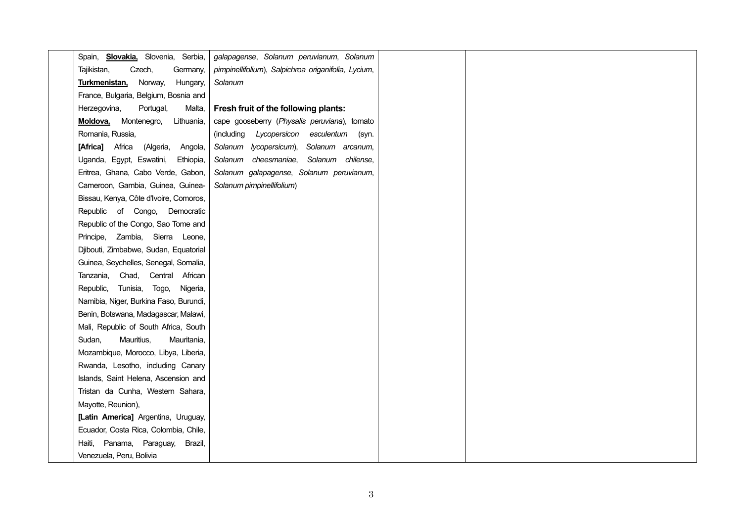|  | Spain, **Slovakia,** Slovenia, Serbia, Tajikistan, Czech, Germany, **Turkmenistan,** Norway, Hungary, France, Bulgaria, Belgium, Bosnia and Herzegovina, Portugal, Malta, **Moldova,** Montenegro, Lithuania, Romania, Russia, **[Africa]** Africa (Algeria, Angola, Uganda, Egypt, Eswatini, Ethiopia, Eritrea, Ghana, Cabo Verde, Gabon, Cameroon, Gambia, Guinea, Guinea-Bissau, Kenya, Côte d'Ivoire, Comoros, Republic of Congo, Democratic Republic of the Congo, Sao Tome and Principe, Zambia, Sierra Leone, Djibouti, Zimbabwe, Sudan, Equatorial Guinea, Seychelles, Senegal, Somalia, Tanzania, Chad, Central African Republic, Tunisia, Togo, Nigeria, Namibia, Niger, Burkina Faso, Burundi, Benin, Botswana, Madagascar, Malawi, Mali, Republic of South Africa, South Sudan, Mauritius, Mauritania, Mozambique, Morocco, Libya, Liberia, Rwanda, Lesotho, including Canary Islands, Saint Helena, Ascension and Tristan da Cunha, Western Sahara, Mayotte, Reunion), **[Latin America]** Argentina, Uruguay, Ecuador, Costa Rica, Colombia, Chile, Haiti, Panama, Paraguay, Brazil, Venezuela, Peru, Bolivia | *galapagense*, *Solanum peruvianum*, *Solanum pimpinellifolium*), *Salpichroa origanifolia, Lycium*, *Solanum*<br><br>**Fresh fruit of the following plants:**<br>cape gooseberry (*Physalis peruviana*), tomato (including *Lycopersicon esculentum* (syn. *Solanum lycopersicum*), *Solanum arcanum*, *Solanum cheesmaniae*, *Solanum chilense*, *Solanum galapagense*, *Solanum peruvianum*, *Solanum pimpinellifolium*) |  |  |
|---|---|---|---|---|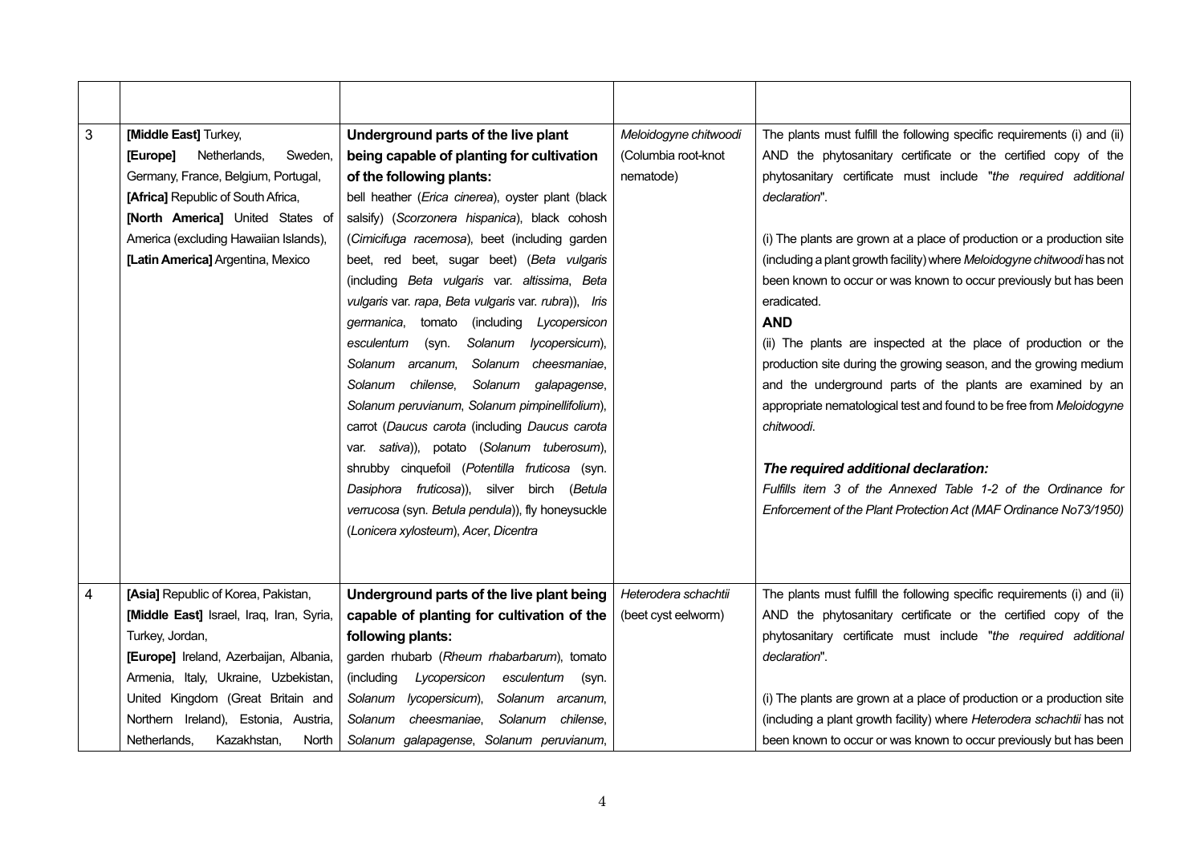| | | | | |
|---|---|---|---|---|
| 3 | **[Middle East]** Turkey,<br>**[Europe]** Netherlands, Sweden, Germany, France, Belgium, Portugal,<br>**[Africa]** Republic of South Africa,<br>**[North America]** United States of America (excluding Hawaiian Islands),<br>**[Latin America]** Argentina, Mexico | **Underground parts of the live plant being capable of planting for cultivation of the following plants:**<br>bell heather (*Erica cinerea*), oyster plant (black salsify) (*Scorzonera hispanica*), black cohosh (*Cimicifuga racemosa*), beet (including garden beet, red beet, sugar beet) (*Beta vulgaris* (including *Beta vulgaris* var. *altissima*, *Beta vulgaris* var. *rapa*, *Beta vulgaris* var. *rubra*)), *Iris germanica*, tomato (including *Lycopersicon esculentum* (syn. *Solanum lycopersicum*), *Solanum arcanum*, *Solanum cheesmaniae*, *Solanum chilense*, *Solanum galapagense*, *Solanum peruvianum*, *Solanum pimpinellifolium*), carrot (*Daucus carota* (including *Daucus carota* var. *sativa*)), potato (*Solanum tuberosum*), shrubby cinquefoil (*Potentilla fruticosa* (syn. *Dasiphora fruticosa*)), silver birch (*Betula verrucosa* (syn. *Betula pendula*)), fly honeysuckle (*Lonicera xylosteum*), *Acer*, *Dicentra* | *Meloidogyne chitwoodi* (Columbia root-knot nematode) | The plants must fulfill the following specific requirements (i) and (ii) AND the phytosanitary certificate or the certified copy of the phytosanitary certificate must include "*the required additional declaration*".<br><br>(i) The plants are grown at a place of production or a production site (including a plant growth facility) where *Meloidogyne chitwoodi* has not been known to occur or was known to occur previously but has been eradicated.<br>**AND**<br>(ii) The plants are inspected at the place of production or the production site during the growing season, and the growing medium and the underground parts of the plants are examined by an appropriate nematological test and found to be free from *Meloidogyne chitwoodi*.<br><br>***The required additional declaration:***<br>*Fulfills item 3 of the Annexed Table 1-2 of the Ordinance for Enforcement of the Plant Protection Act (MAF Ordinance No73/1950)* |
| 4 | **[Asia]** Republic of Korea, Pakistan,<br>**[Middle East]** Israel, Iraq, Iran, Syria, Turkey, Jordan,<br>**[Europe]** Ireland, Azerbaijan, Albania, Armenia, Italy, Ukraine, Uzbekistan, United Kingdom (Great Britain and Northern Ireland), Estonia, Austria, Netherlands, Kazakhstan, North | **Underground parts of the live plant being capable of planting for cultivation of the following plants:**<br>garden rhubarb (*Rheum rhabarbarum*), tomato (including *Lycopersicon esculentum* (syn. *Solanum lycopersicum*), *Solanum arcanum*, *Solanum cheesmaniae*, *Solanum chilense*, *Solanum galapagense*, *Solanum peruvianum*, | *Heterodera schachtii* (beet cyst eelworm) | The plants must fulfill the following specific requirements (i) and (ii) AND the phytosanitary certificate or the certified copy of the phytosanitary certificate must include "*the required additional declaration*".<br><br>(i) The plants are grown at a place of production or a production site (including a plant growth facility) where *Heterodera schachtii* has not been known to occur or was known to occur previously but has been |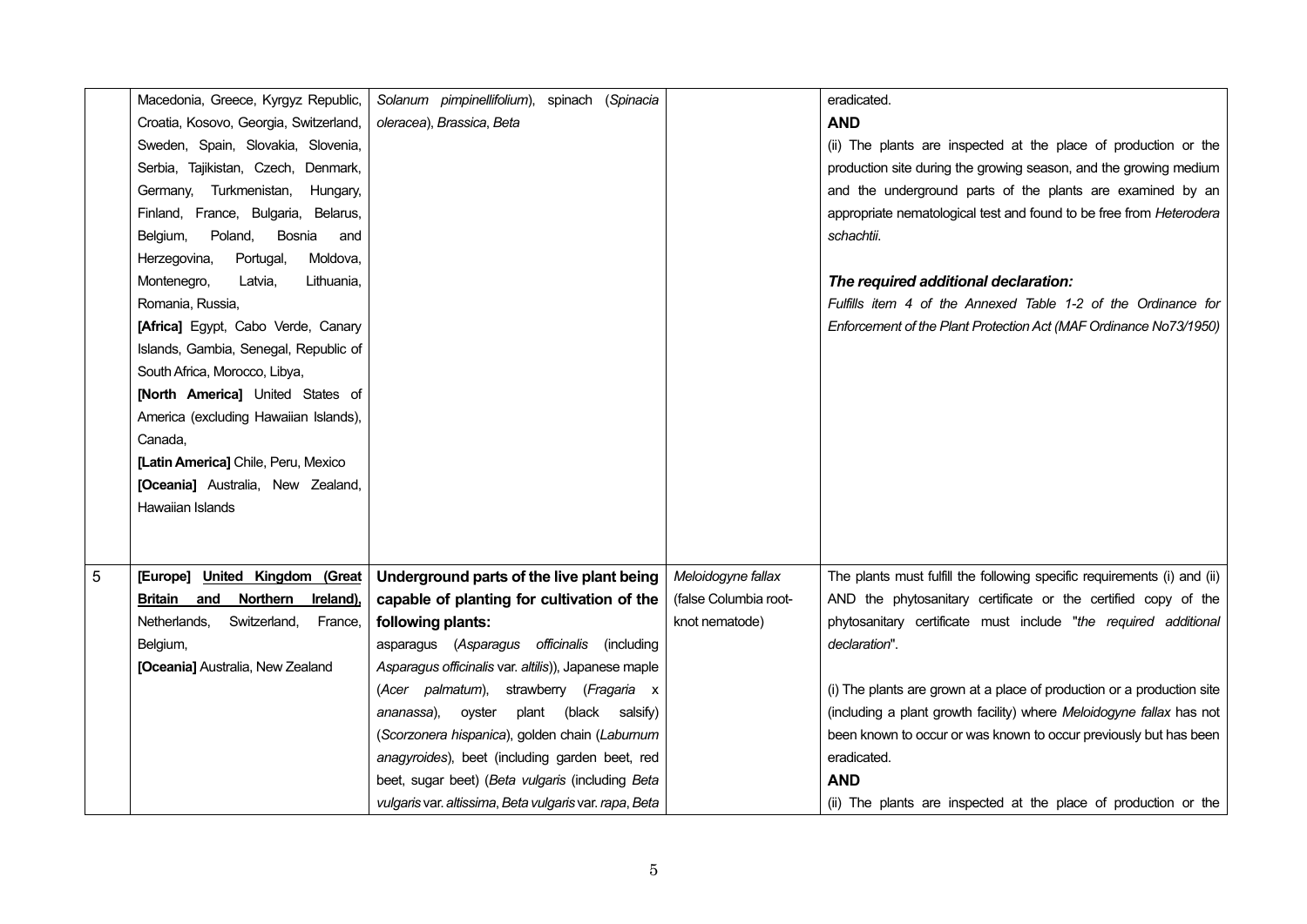| | | | | |
|---|---|---|---|---|
| | Macedonia, Greece, Kyrgyz Republic, Croatia, Kosovo, Georgia, Switzerland, Sweden, Spain, Slovakia, Slovenia, Serbia, Tajikistan, Czech, Denmark, Germany, Turkmenistan, Hungary, Finland, France, Bulgaria, Belarus, Belgium, Poland, Bosnia and Herzegovina, Portugal, Moldova, Montenegro, Latvia, Lithuania, Romania, Russia,<br>**[Africa]** Egypt, Cabo Verde, Canary Islands, Gambia, Senegal, Republic of South Africa, Morocco, Libya,<br>**[North America]** United States of America (excluding Hawaiian Islands), Canada,<br>**[Latin America]** Chile, Peru, Mexico<br>**[Oceania]** Australia, New Zealand, Hawaiian Islands | *Solanum pimpinellifolium*), spinach (*Spinacia oleracea*), *Brassica*, *Beta* | | eradicated.<br>**AND**<br>(ii) The plants are inspected at the place of production or the production site during the growing season, and the growing medium and the underground parts of the plants are examined by an appropriate nematological test and found to be free from *Heterodera schachtii*.<br><br>***The required additional declaration:***<br>*Fulfills item 4 of the Annexed Table 1-2 of the Ordinance for Enforcement of the Plant Protection Act (MAF Ordinance No73/1950)* |
| 5 | **[Europe]** <u>**United Kingdom (Great Britain and Northern Ireland),**</u> Netherlands, Switzerland, France, Belgium,<br>**[Oceania]** Australia, New Zealand | **Underground parts of the live plant being capable of planting for cultivation of the following plants:**<br>asparagus (*Asparagus officinalis* (including *Asparagus officinalis* var. *altilis*)), Japanese maple (*Acer palmatum*), strawberry (*Fragaria* x *ananassa*), oyster plant (black salsify) (*Scorzonera hispanica*), golden chain (*Laburnum anagyroides*), beet (including garden beet, red beet, sugar beet) (*Beta vulgaris* (including *Beta vulgaris* var. *altissima*, *Beta vulgaris* var. *rapa*, *Beta* | *Meloidogyne fallax* (false Columbia root-knot nematode) | The plants must fulfill the following specific requirements (i) and (ii) AND the phytosanitary certificate or the certified copy of the phytosanitary certificate must include "*the required additional declaration*".<br><br>(i) The plants are grown at a place of production or a production site (including a plant growth facility) where *Meloidogyne fallax* has not been known to occur or was known to occur previously but has been eradicated.<br>**AND**<br>(ii) The plants are inspected at the place of production or the |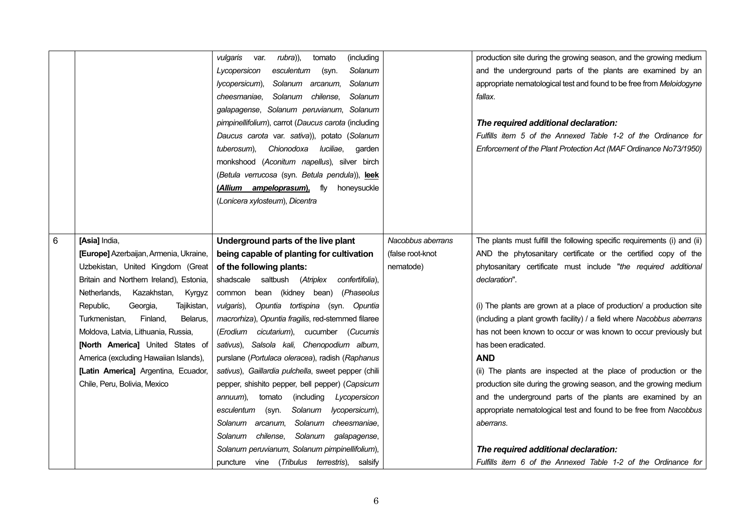|  |  |  |  |  |
|---|---|---|---|---|
|  |  | *vulgaris* var. *rubra*)), tomato (including *Lycopersicon esculentum* (syn. *Solanum lycopersicum*), *Solanum arcanum*, *Solanum cheesmaniae*, *Solanum chilense*, *Solanum galapagense*, *Solanum peruvianum*, *Solanum pimpinellifolium*), carrot (*Daucus carota* (including *Daucus carota* var. *sativa*)), potato (*Solanum tuberosum*), *Chionodoxa luciliae*, garden monkshood (*Aconitum napellus*), silver birch (*Betula verrucosa* (syn. *Betula pendula*)), **leek (*Allium ampeloprasum*),** fly honeysuckle (*Lonicera xylosteum*), *Dicentra* |  | production site during the growing season, and the growing medium and the underground parts of the plants are examined by an appropriate nematological test and found to be free from *Meloidogyne fallax*.<br><br>***The required additional declaration:***<br>*Fulfills item 5 of the Annexed Table 1-2 of the Ordinance for Enforcement of the Plant Protection Act (MAF Ordinance No73/1950)* |
| 6 | **[Asia]** India,<br>**[Europe]** Azerbaijan, Armenia, Ukraine, Uzbekistan, United Kingdom (Great Britain and Northern Ireland), Estonia, Netherlands, Kazakhstan, Kyrgyz Republic, Georgia, Tajikistan, Turkmenistan, Finland, Belarus, Moldova, Latvia, Lithuania, Russia,<br>**[North America]** United States of America (excluding Hawaiian Islands),<br>**[Latin America]** Argentina, Ecuador, Chile, Peru, Bolivia, Mexico | **Underground parts of the live plant being capable of planting for cultivation of the following plants:**<br>shadscale saltbush (*Atriplex confertifolia*), common bean (kidney bean) (*Phaseolus vulgaris*), *Opuntia tortispina* (syn. *Opuntia macrorhiza*), *Opuntia fragilis*, red-stemmed filaree (*Erodium cicutarium*), cucumber (*Cucumis sativus*), *Salsola kali*, *Chenopodium album*, purslane (*Portulaca oleracea*), radish (*Raphanus sativus*), *Gaillardia pulchella*, sweet pepper (chili pepper, shishito pepper, bell pepper) (*Capsicum annuum*), tomato (including *Lycopersicon esculentum* (syn. *Solanum lycopersicum*), *Solanum arcanum*, *Solanum cheesmaniae*, *Solanum chilense*, *Solanum galapagense*, *Solanum peruvianum*, *Solanum pimpinellifolium*), puncture vine (*Tribulus terrestris*), salsify | *Nacobbus aberrans* (false root-knot nematode) | The plants must fulfill the following specific requirements (i) and (ii) AND the phytosanitary certificate or the certified copy of the phytosanitary certificate must include "*the required additional declaration*".<br><br>(i) The plants are grown at a place of production/ a production site (including a plant growth facility) / a field where *Nacobbus aberrans* has not been known to occur or was known to occur previously but has been eradicated.<br>**AND**<br>(ii) The plants are inspected at the place of production or the production site during the growing season, and the growing medium and the underground parts of the plants are examined by an appropriate nematological test and found to be free from *Nacobbus aberrans*.<br><br>***The required additional declaration:***<br>*Fulfills item 6 of the Annexed Table 1-2 of the Ordinance for* |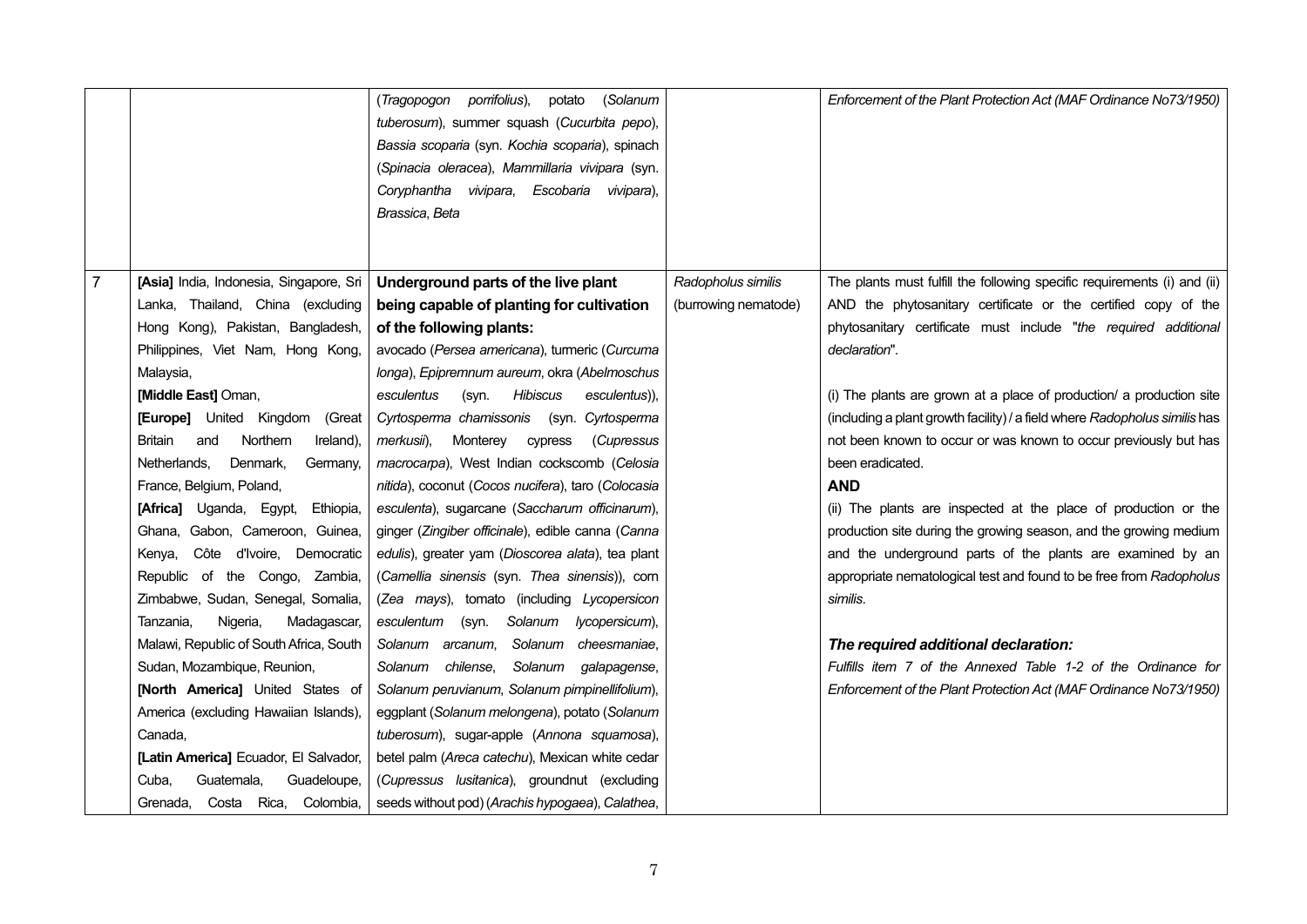| | | | | |
|---|---|---|---|---|
| | | (*Tragopogon porrifolius*), potato (*Solanum tuberosum*), summer squash (*Cucurbita pepo*), *Bassia scoparia* (syn. *Kochia scoparia*), spinach (*Spinacia oleracea*), *Mammillaria vivipara* (syn. *Coryphantha vivipara*, *Escobaria vivipara*), *Brassica*, *Beta* | | *Enforcement of the Plant Protection Act (MAF Ordinance No73/1950)* |
| 7 | **[Asia]** India, Indonesia, Singapore, Sri Lanka, Thailand, China (excluding Hong Kong), Pakistan, Bangladesh, Philippines, Viet Nam, Hong Kong, Malaysia, **[Middle East]** Oman, **[Europe]** United Kingdom (Great Britain and Northern Ireland), Netherlands, Denmark, Germany, France, Belgium, Poland, **[Africa]** Uganda, Egypt, Ethiopia, Ghana, Gabon, Cameroon, Guinea, Kenya, Côte d'Ivoire, Democratic Republic of the Congo, Zambia, Zimbabwe, Sudan, Senegal, Somalia, Tanzania, Nigeria, Madagascar, Malawi, Republic of South Africa, South Sudan, Mozambique, Reunion, **[North America]** United States of America (excluding Hawaiian Islands), Canada, **[Latin America]** Ecuador, El Salvador, Cuba, Guatemala, Guadeloupe, Grenada, Costa Rica, Colombia, | **Underground parts of the live plant being capable of planting for cultivation of the following plants:** avocado (*Persea americana*), turmeric (*Curcuma longa*), *Epipremnum aureum*, okra (*Abelmoschus esculentus* (syn. *Hibiscus esculentus*)), *Cyrtosperma chamissonis* (syn. *Cyrtosperma merkusii*), Monterey cypress (*Cupressus macrocarpa*), West Indian cockscomb (*Celosia nitida*), coconut (*Cocos nucifera*), taro (*Colocasia esculenta*), sugarcane (*Saccharum officinarum*), ginger (*Zingiber officinale*), edible canna (*Canna edulis*), greater yam (*Dioscorea alata*), tea plant (*Camellia sinensis* (syn. *Thea sinensis*)), corn (*Zea mays*), tomato (including *Lycopersicon esculentum* (syn. *Solanum lycopersicum*), *Solanum arcanum*, *Solanum cheesmaniae*, *Solanum chilense*, *Solanum galapagense*, *Solanum peruvianum*, *Solanum pimpinellifolium*), eggplant (*Solanum melongena*), potato (*Solanum tuberosum*), sugar-apple (*Annona squamosa*), betel palm (*Areca catechu*), Mexican white cedar (*Cupressus lusitanica*), groundnut (excluding seeds without pod) (*Arachis hypogaea*), *Calathea*, | *Radopholus similis* (burrowing nematode) | The plants must fulfill the following specific requirements (i) and (ii) AND the phytosanitary certificate or the certified copy of the phytosanitary certificate must include "*the required additional declaration*".<br><br>(i) The plants are grown at a place of production/ a production site (including a plant growth facility) / a field where *Radopholus similis* has not been known to occur or was known to occur previously but has been eradicated.<br>**AND**<br>(ii) The plants are inspected at the place of production or the production site during the growing season, and the growing medium and the underground parts of the plants are examined by an appropriate nematological test and found to be free from *Radopholus similis*.<br><br>***The required additional declaration:***<br>*Fulfills item 7 of the Annexed Table 1-2 of the Ordinance for Enforcement of the Plant Protection Act (MAF Ordinance No73/1950)* |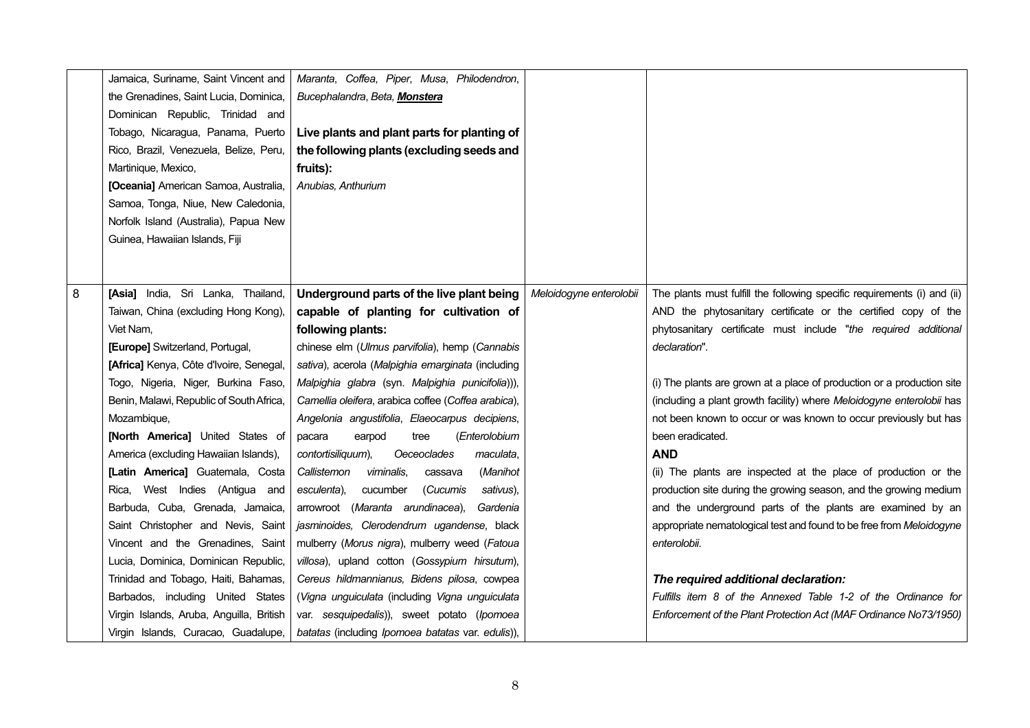| | | | | |
|---|---|---|---|---|
| | Jamaica, Suriname, Saint Vincent and the Grenadines, Saint Lucia, Dominica, Dominican Republic, Trinidad and Tobago, Nicaragua, Panama, Puerto Rico, Brazil, Venezuela, Belize, Peru, Martinique, Mexico,<br>**[Oceania]** American Samoa, Australia, Samoa, Tonga, Niue, New Caledonia, Norfolk Island (Australia), Papua New Guinea, Hawaiian Islands, Fiji | *Maranta*, *Coffea*, *Piper*, *Musa*, *Philodendron*, *Bucephalandra*, *Beta*, ***Monstera***<br><br>**Live plants and plant parts for planting of the following plants (excluding seeds and fruits):**<br>*Anubias*, *Anthurium* | | |
| 8 | **[Asia]** India, Sri Lanka, Thailand, Taiwan, China (excluding Hong Kong), Viet Nam,<br>**[Europe]** Switzerland, Portugal,<br>**[Africa]** Kenya, Côte d'Ivoire, Senegal, Togo, Nigeria, Niger, Burkina Faso, Benin, Malawi, Republic of South Africa, Mozambique,<br>**[North America]** United States of America (excluding Hawaiian Islands),<br>**[Latin America]** Guatemala, Costa Rica, West Indies (Antigua and Barbuda, Cuba, Grenada, Jamaica, Saint Christopher and Nevis, Saint Vincent and the Grenadines, Saint Lucia, Dominica, Dominican Republic, Trinidad and Tobago, Haiti, Bahamas, Barbados, including United States Virgin Islands, Aruba, Anguilla, British Virgin Islands, Curacao, Guadalupe, | **Underground parts of the live plant being capable of planting for cultivation of following plants:**<br>chinese elm (*Ulmus parvifolia*), hemp (*Cannabis sativa*), acerola (*Malpighia emarginata* (including *Malpighia glabra* (syn. *Malpighia punicifolia*))), *Camellia oleifera*, arabica coffee (*Coffea arabica*), *Angelonia angustifolia*, *Elaeocarpus decipiens*, pacara earpod tree (*Enterolobium contortisiliquum*), *Oeceoclades maculata*, *Callistemon viminalis*, cassava (*Manihot esculenta*), cucumber (*Cucumis sativus*), arrowroot (*Maranta arundinacea*), *Gardenia jasminoides*, *Clerodendrum ugandense*, black mulberry (*Morus nigra*), mulberry weed (*Fatoua villosa*), upland cotton (*Gossypium hirsutum*), *Cereus hildmannianus*, *Bidens pilosa*, cowpea (*Vigna unguiculata* (including *Vigna unguiculata* var. *sesquipedalis*)), sweet potato (*Ipomoea batatas* (including *Ipomoea batatas* var. *edulis*)), | *Meloidogyne enterolobii* | The plants must fulfill the following specific requirements (i) and (ii) AND the phytosanitary certificate or the certified copy of the phytosanitary certificate must include "*the required additional declaration*".<br><br>(i) The plants are grown at a place of production or a production site (including a plant growth facility) where *Meloidogyne enterolobii* has not been known to occur or was known to occur previously but has been eradicated.<br>**AND**<br>(ii) The plants are inspected at the place of production or the production site during the growing season, and the growing medium and the underground parts of the plants are examined by an appropriate nematological test and found to be free from *Meloidogyne enterolobii*.<br><br>***The required additional declaration:***<br>*Fulfills item 8 of the Annexed Table 1-2 of the Ordinance for Enforcement of the Plant Protection Act (MAF Ordinance No73/1950)* |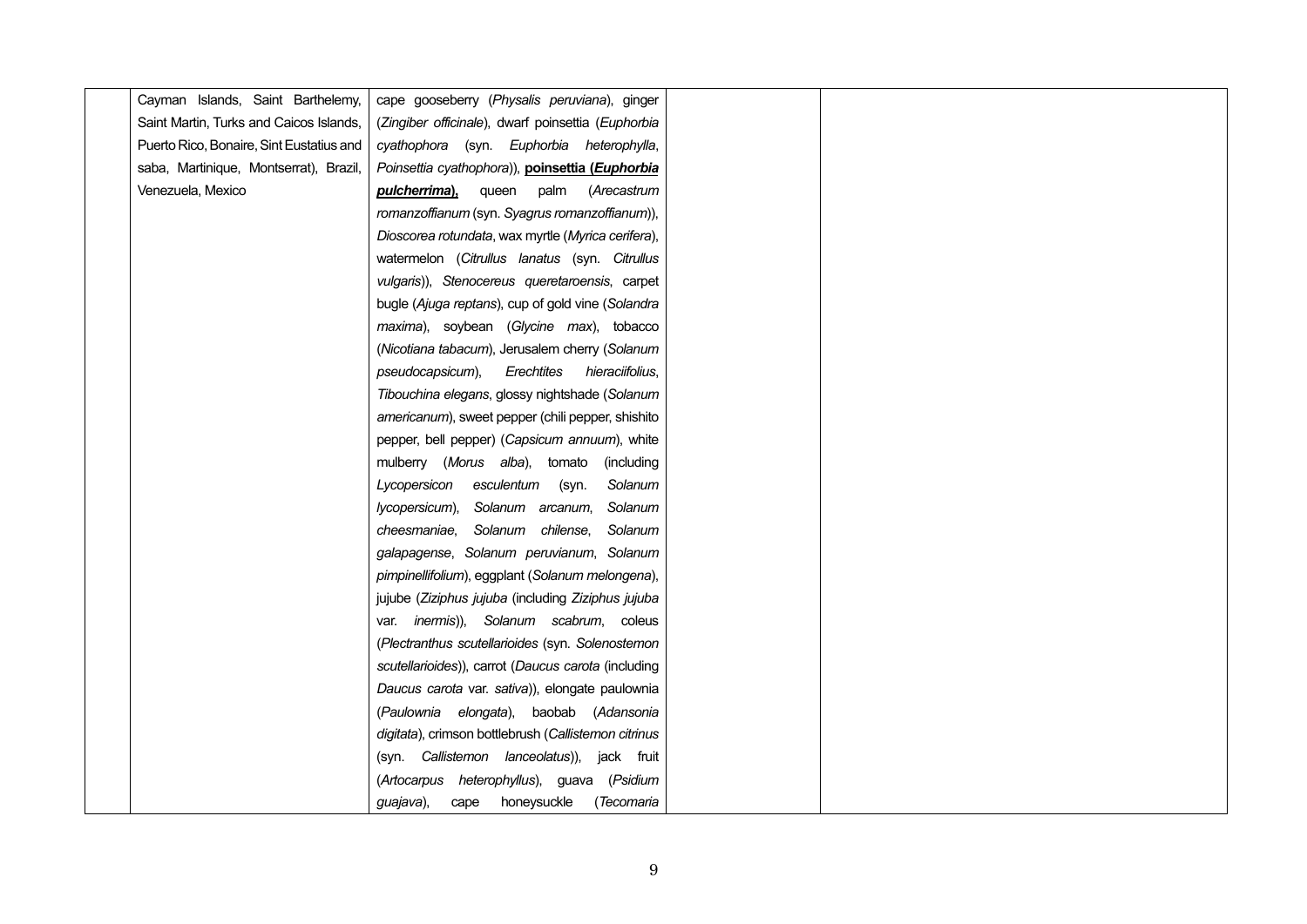| | | | | |
|---|---|---|---|---|
| | Cayman Islands, Saint Barthelemy, Saint Martin, Turks and Caicos Islands, Puerto Rico, Bonaire, Sint Eustatius and saba, Martinique, Montserrat), Brazil, Venezuela, Mexico | cape gooseberry (*Physalis peruviana*), ginger (*Zingiber officinale*), dwarf poinsettia (*Euphorbia cyathophora* (syn. *Euphorbia heterophylla*, *Poinsettia cyathophora*)), **poinsettia (*Euphorbia pulcherrima*),** queen palm (*Arecastrum romanzoffianum* (syn. *Syagrus romanzoffianum*)), *Dioscorea rotundata*, wax myrtle (*Myrica cerifera*), watermelon (*Citrullus lanatus* (syn. *Citrullus vulgaris*)), *Stenocereus queretaroensis*, carpet bugle (*Ajuga reptans*), cup of gold vine (*Solandra maxima*), soybean (*Glycine max*), tobacco (*Nicotiana tabacum*), Jerusalem cherry (*Solanum pseudocapsicum*), *Erechtites hieraciifolius*, *Tibouchina elegans*, glossy nightshade (*Solanum americanum*), sweet pepper (chili pepper, shishito pepper, bell pepper) (*Capsicum annuum*), white mulberry (*Morus alba*), tomato (including *Lycopersicon esculentum* (syn. *Solanum lycopersicum*), *Solanum arcanum*, *Solanum cheesmaniae*, *Solanum chilense*, *Solanum galapagense*, *Solanum peruvianum*, *Solanum pimpinellifolium*), eggplant (*Solanum melongena*), jujube (*Ziziphus jujuba* (including *Ziziphus jujuba* var. *inermis*)), *Solanum scabrum*, coleus (*Plectranthus scutellarioides* (syn. *Solenostemon scutellarioides*)), carrot (*Daucus carota* (including *Daucus carota* var. *sativa*)), elongate paulownia (*Paulownia elongata*), baobab (*Adansonia digitata*), crimson bottlebrush (*Callistemon citrinus* (syn. *Callistemon lanceolatus*)), jack fruit (*Artocarpus heterophyllus*), guava (*Psidium guajava*), cape honeysuckle (*Tecomaria | | |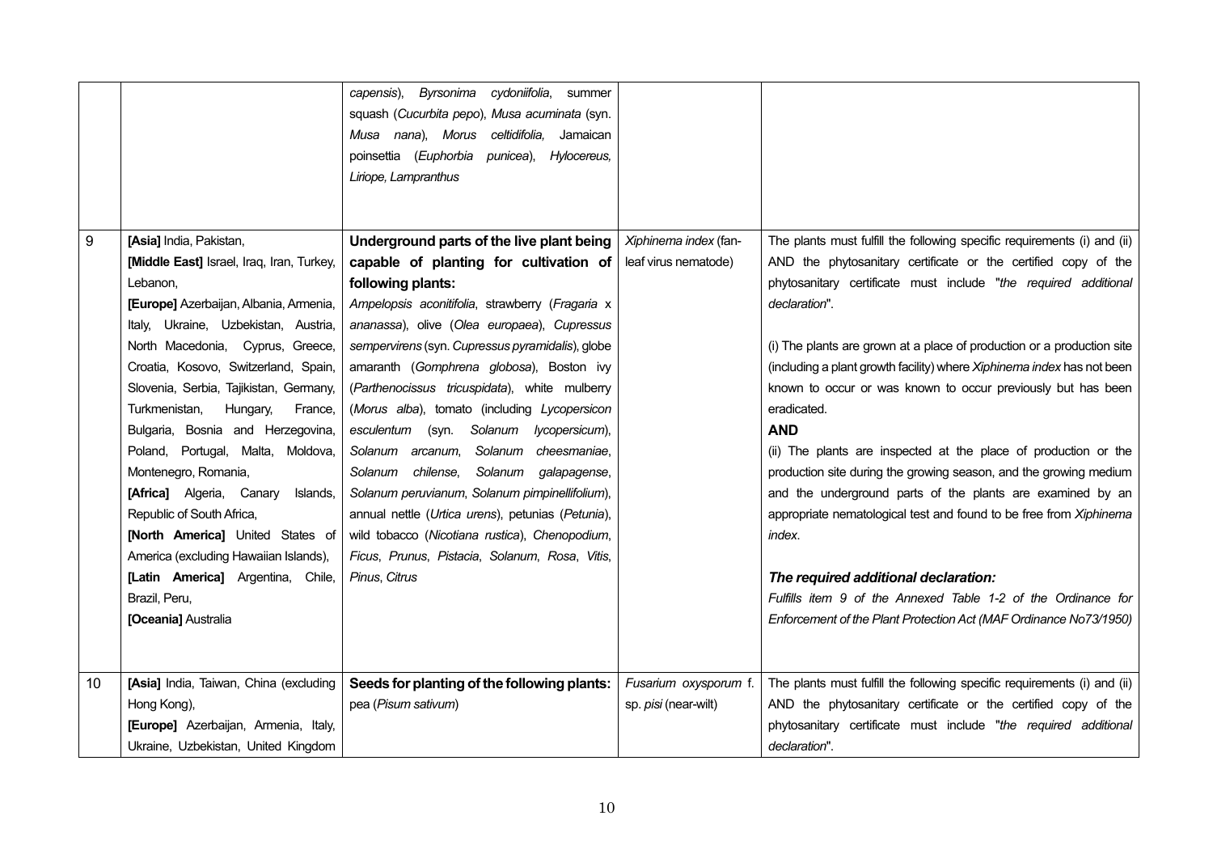| | | | | |
|---|---|---|---|---|
| | | *capensis*), *Byrsonima cydoniifolia*, summer squash (*Cucurbita pepo*), *Musa acuminata* (syn. *Musa nana*), *Morus celtidifolia,* Jamaican poinsettia (*Euphorbia punicea*), *Hylocereus, Liriope, Lampranthus* | | |
| 9 | **[Asia]** India, Pakistan, **[Middle East]** Israel, Iraq, Iran, Turkey, Lebanon, **[Europe]** Azerbaijan, Albania, Armenia, Italy, Ukraine, Uzbekistan, Austria, North Macedonia, Cyprus, Greece, Croatia, Kosovo, Switzerland, Spain, Slovenia, Serbia, Tajikistan, Germany, Turkmenistan, Hungary, France, Bulgaria, Bosnia and Herzegovina, Poland, Portugal, Malta, Moldova, Montenegro, Romania, **[Africa]** Algeria, Canary Islands, Republic of South Africa, **[North America]** United States of America (excluding Hawaiian Islands), **[Latin America]** Argentina, Chile, Brazil, Peru, **[Oceania]** Australia | **Underground parts of the live plant being capable of planting for cultivation of following plants:** *Ampelopsis aconitifolia*, strawberry (*Fragaria* x *ananassa*), olive (*Olea europaea*), *Cupressus sempervirens* (syn. *Cupressus pyramidalis*), globe amaranth (*Gomphrena globosa*), Boston ivy (*Parthenocissus tricuspidata*), white mulberry (*Morus alba*), tomato (including *Lycopersicon esculentum* (syn. *Solanum lycopersicum*), *Solanum arcanum*, *Solanum cheesmaniae*, *Solanum chilense*, *Solanum galapagense*, *Solanum peruvianum*, *Solanum pimpinellifolium*), annual nettle (*Urtica urens*), petunias (*Petunia*), wild tobacco (*Nicotiana rustica*), *Chenopodium*, *Ficus*, *Prunus*, *Pistacia*, *Solanum*, *Rosa*, *Vitis*, *Pinus*, *Citrus* | *Xiphinema index* (fan-leaf virus nematode) | The plants must fulfill the following specific requirements (i) and (ii) AND the phytosanitary certificate or the certified copy of the phytosanitary certificate must include "*the required additional declaration*".<br><br>(i) The plants are grown at a place of production or a production site (including a plant growth facility) where *Xiphinema index* has not been known to occur or was known to occur previously but has been eradicated.<br>**AND**<br>(ii) The plants are inspected at the place of production or the production site during the growing season, and the growing medium and the underground parts of the plants are examined by an appropriate nematological test and found to be free from *Xiphinema index*.<br><br>***The required additional declaration:***<br>*Fulfills item 9 of the Annexed Table 1-2 of the Ordinance for Enforcement of the Plant Protection Act (MAF Ordinance No73/1950)* |
| 10 | **[Asia]** India, Taiwan, China (excluding Hong Kong), **[Europe]** Azerbaijan, Armenia, Italy, Ukraine, Uzbekistan, United Kingdom | **Seeds for planting of the following plants:** pea (*Pisum sativum*) | *Fusarium oxysporum* f. sp. *pisi* (near-wilt) | The plants must fulfill the following specific requirements (i) and (ii) AND the phytosanitary certificate or the certified copy of the phytosanitary certificate must include "*the required additional declaration*". |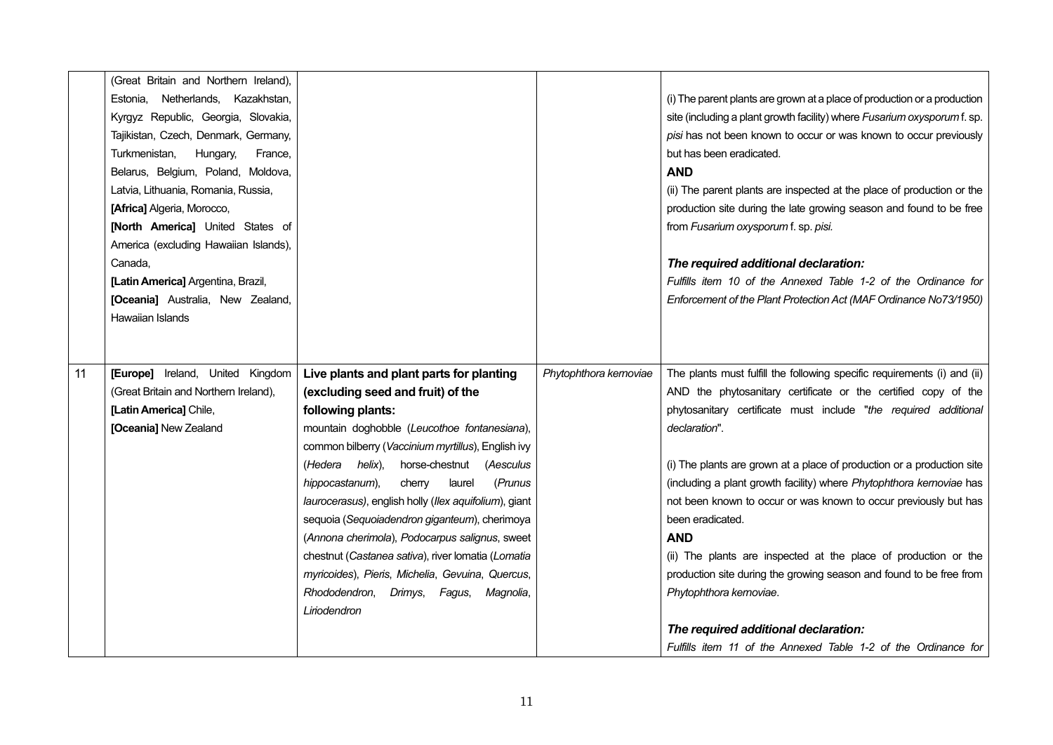| | | | | |
|---|---|---|---|---|
| | (Great Britain and Northern Ireland), Estonia, Netherlands, Kazakhstan, Kyrgyz Republic, Georgia, Slovakia, Tajikistan, Czech, Denmark, Germany, Turkmenistan, Hungary, France, Belarus, Belgium, Poland, Moldova, Latvia, Lithuania, Romania, Russia, **[Africa]** Algeria, Morocco, **[North America]** United States of America (excluding Hawaiian Islands), Canada, **[Latin America]** Argentina, Brazil, **[Oceania]** Australia, New Zealand, Hawaiian Islands | | | (i) The parent plants are grown at a place of production or a production site (including a plant growth facility) where *Fusarium oxysporum* f. sp. *pisi* has not been known to occur or was known to occur previously but has been eradicated.<br>**AND**<br>(ii) The parent plants are inspected at the place of production or the production site during the late growing season and found to be free from *Fusarium oxysporum* f. sp. *pisi.*<br><br>***The required additional declaration:***<br>*Fulfills item 10 of the Annexed Table 1-2 of the Ordinance for Enforcement of the Plant Protection Act (MAF Ordinance No73/1950)* |
| 11 | **[Europe]** Ireland, United Kingdom (Great Britain and Northern Ireland), **[Latin America]** Chile, **[Oceania]** New Zealand | **Live plants and plant parts for planting (excluding seed and fruit) of the following plants:**<br>mountain doghobble (*Leucothoe fontanesiana*), common bilberry (*Vaccinium myrtillus*), English ivy (*Hedera helix*), horse-chestnut (*Aesculus hippocastanum*), cherry laurel (*Prunus laurocerasus)*, english holly (*Ilex aquifolium*), giant sequoia (*Sequoiadendron giganteum*), cherimoya (*Annona cherimola*), *Podocarpus salignus*, sweet chestnut (*Castanea sativa*), river lomatia (*Lomatia myricoides*), *Pieris*, *Michelia*, *Gevuina*, *Quercus*, *Rhododendron*, *Drimys*, *Fagus*, *Magnolia*, *Liriodendron* | *Phytophthora kernoviae* | The plants must fulfill the following specific requirements (i) and (ii) AND the phytosanitary certificate or the certified copy of the phytosanitary certificate must include "*the required additional declaration*".<br><br>(i) The plants are grown at a place of production or a production site (including a plant growth facility) where *Phytophthora kernoviae* has not been known to occur or was known to occur previously but has been eradicated.<br>**AND**<br>(ii) The plants are inspected at the place of production or the production site during the growing season and found to be free from *Phytophthora kernoviae*.<br><br>***The required additional declaration:***<br>*Fulfills item 11 of the Annexed Table 1-2 of the Ordinance for* |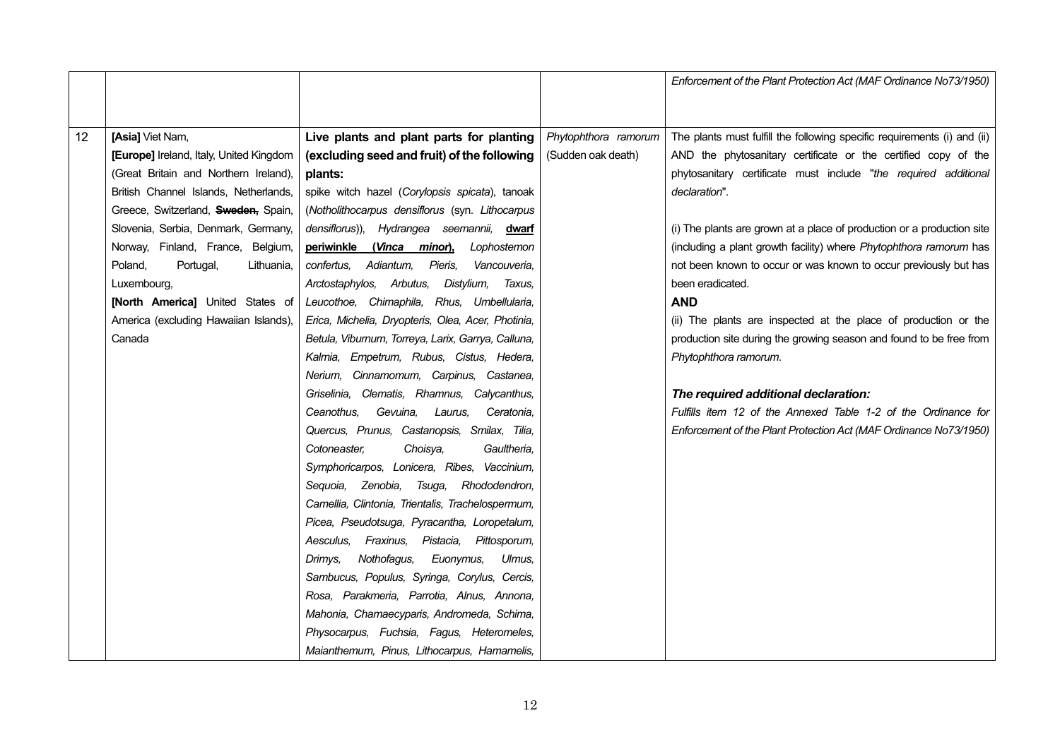| | | | | |
|---|---|---|---|---|
| | | | | *Enforcement of the Plant Protection Act (MAF Ordinance No73/1950)* |
| 12 | **[Asia]** Viet Nam,<br>**[Europe]** Ireland, Italy, United Kingdom (Great Britain and Northern Ireland), British Channel Islands, Netherlands, Greece, Switzerland, ~~**Sweden,**~~ Spain, Slovenia, Serbia, Denmark, Germany, Norway, Finland, France, Belgium, Poland, Portugal, Lithuania, Luxembourg,<br>**[North America]** United States of America (excluding Hawaiian Islands), Canada | **Live plants and plant parts for planting (excluding seed and fruit) of the following plants:**<br>spike witch hazel (*Corylopsis spicata*), tanoak (*Notholithocarpus densiflorus* (syn. *Lithocarpus densiflorus*)), *Hydrangea seemannii*, **dwarf periwinkle (*Vinca minor*),** *Lophostemon confertus, Adiantum, Pieris, Vancouveria, Arctostaphylos, Arbutus, Distylium, Taxus, Leucothoe, Chimaphila, Rhus, Umbellularia, Erica, Michelia, Dryopteris, Olea, Acer, Photinia, Betula, Viburnum, Torreya, Larix, Garrya, Calluna, Kalmia, Empetrum, Rubus, Cistus, Hedera, Nerium, Cinnamomum, Carpinus, Castanea, Griselinia, Clematis, Rhamnus, Calycanthus, Ceanothus, Gevuina, Laurus, Ceratonia, Quercus, Prunus, Castanopsis, Smilax, Tilia, Cotoneaster, Choisya, Gaultheria, Symphoricarpos, Lonicera, Ribes, Vaccinium, Sequoia, Zenobia, Tsuga, Rhododendron, Camellia, Clintonia, Trientalis, Trachelospermum, Picea, Pseudotsuga, Pyracantha, Loropetalum, Aesculus, Fraxinus, Pistacia, Pittosporum, Drimys, Nothofagus, Euonymus, Ulmus, Sambucus, Populus, Syringa, Corylus, Cercis, Rosa, Parakmeria, Parrotia, Alnus, Annona, Mahonia, Chamaecyparis, Andromeda, Schima, Physocarpus, Fuchsia, Fagus, Heteromeles, Maianthemum, Pinus, Lithocarpus, Hamamelis,* | *Phytophthora ramorum* (Sudden oak death) | The plants must fulfill the following specific requirements (i) and (ii) AND the phytosanitary certificate or the certified copy of the phytosanitary certificate must include "*the required additional declaration*".<br><br>(i) The plants are grown at a place of production or a production site (including a plant growth facility) where *Phytophthora ramorum* has not been known to occur or was known to occur previously but has been eradicated.<br>**AND**<br>(ii) The plants are inspected at the place of production or the production site during the growing season and found to be free from *Phytophthora ramorum*.<br><br>***The required additional declaration:***<br>*Fulfills item 12 of the Annexed Table 1-2 of the Ordinance for Enforcement of the Plant Protection Act (MAF Ordinance No73/1950)* |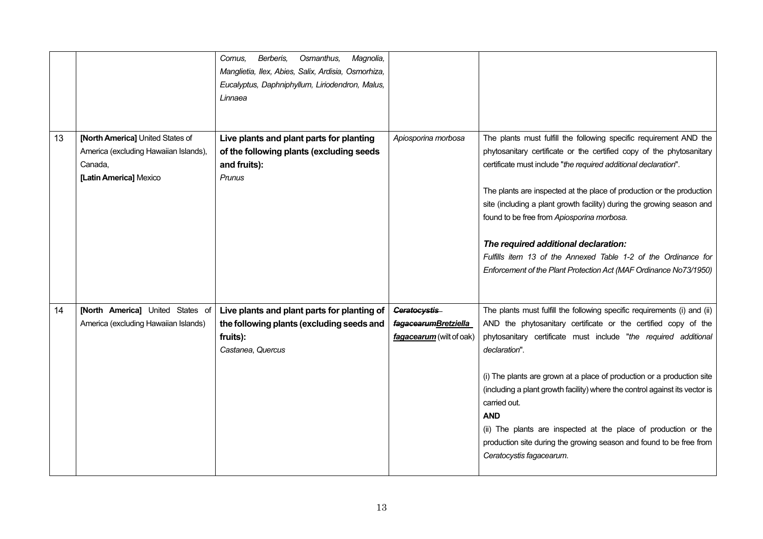| | | | | |
|---|---|---|---|---|
| | | *Cornus, Berberis, Osmanthus, Magnolia, Manglietia, Ilex, Abies, Salix, Ardisia, Osmorhiza, Eucalyptus, Daphniphyllum, Liriodendron, Malus, Linnaea* | | |
| 13 | **[North America]** United States of America (excluding Hawaiian Islands), Canada, **[Latin America]** Mexico | **Live plants and plant parts for planting of the following plants (excluding seeds and fruits):** *Prunus* | *Apiosporina morbosa* | The plants must fulfill the following specific requirement AND the phytosanitary certificate or the certified copy of the phytosanitary certificate must include "*the required additional declaration*".<br><br>The plants are inspected at the place of production or the production site (including a plant growth facility) during the growing season and found to be free from *Apiosporina morbosa*.<br><br>***The required additional declaration:***<br>*Fulfills item 13 of the Annexed Table 1-2 of the Ordinance for Enforcement of the Plant Protection Act (MAF Ordinance No73/1950)* |
| 14 | **[North America]** United States of America (excluding Hawaiian Islands) | **Live plants and plant parts for planting of the following plants (excluding seeds and fruits):** *Castanea*, *Quercus* | ~~***Ceratocystis fagacearum***~~***Bretziella fagacearum*** (wilt of oak) | The plants must fulfill the following specific requirements (i) and (ii) AND the phytosanitary certificate or the certified copy of the phytosanitary certificate must include "*the required additional declaration*".<br><br>(i) The plants are grown at a place of production or a production site (including a plant growth facility) where the control against its vector is carried out.<br>**AND**<br>(ii) The plants are inspected at the place of production or the production site during the growing season and found to be free from *Ceratocystis fagacearum*. |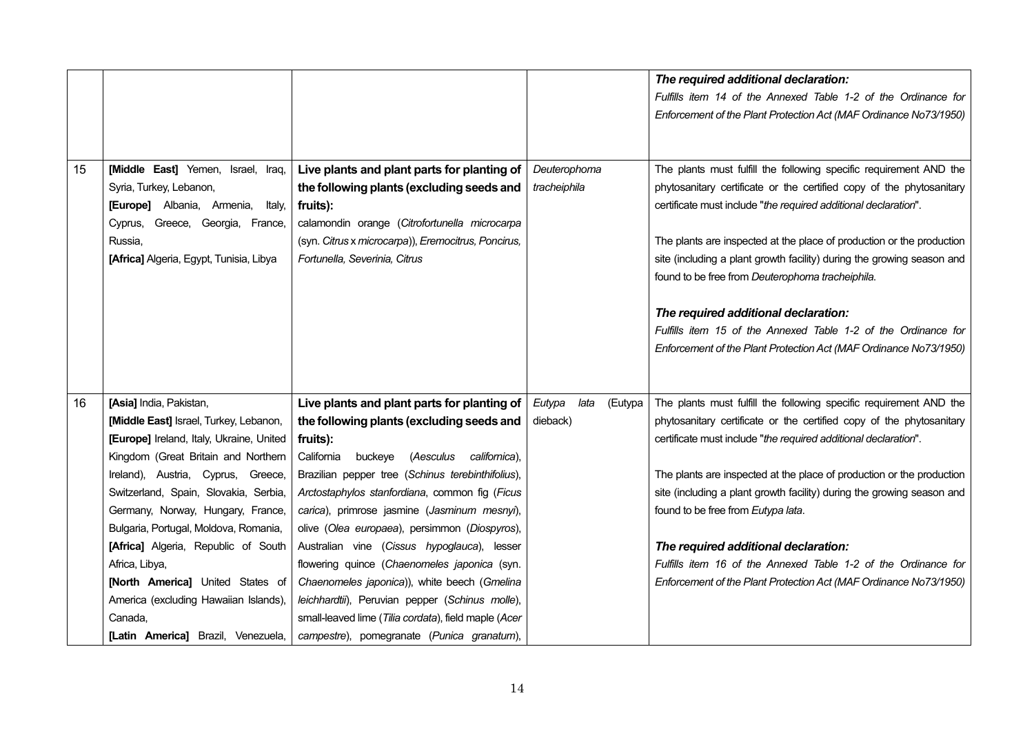| | | | | |
|---|---|---|---|---|
| | | | | ***The required additional declaration:***<br>*Fulfills item 14 of the Annexed Table 1-2 of the Ordinance for Enforcement of the Plant Protection Act (MAF Ordinance No73/1950)* |
| 15 | **[Middle East]** Yemen, Israel, Iraq, Syria, Turkey, Lebanon,<br>**[Europe]** Albania, Armenia, Italy, Cyprus, Greece, Georgia, France, Russia,<br>**[Africa]** Algeria, Egypt, Tunisia, Libya | **Live plants and plant parts for planting of the following plants (excluding seeds and fruits):**<br>calamondin orange (*Citrofortunella microcarpa* (syn. *Citrus* x *microcarpa*)), *Eremocitrus, Poncirus, Fortunella, Severinia, Citrus* | *Deuterophoma tracheiphila* | The plants must fulfill the following specific requirement AND the phytosanitary certificate or the certified copy of the phytosanitary certificate must include "*the required additional declaration*".<br><br>The plants are inspected at the place of production or the production site (including a plant growth facility) during the growing season and found to be free from *Deuterophoma tracheiphila.*<br><br>***The required additional declaration:***<br>*Fulfills item 15 of the Annexed Table 1-2 of the Ordinance for Enforcement of the Plant Protection Act (MAF Ordinance No73/1950)* |
| 16 | **[Asia]** India, Pakistan,<br>**[Middle East]** Israel, Turkey, Lebanon,<br>**[Europe]** Ireland, Italy, Ukraine, United Kingdom (Great Britain and Northern Ireland), Austria, Cyprus, Greece, Switzerland, Spain, Slovakia, Serbia, Germany, Norway, Hungary, France, Bulgaria, Portugal, Moldova, Romania,<br>**[Africa]** Algeria, Republic of South Africa, Libya,<br>**[North America]** United States of America (excluding Hawaiian Islands), Canada,<br>**[Latin America]** Brazil, Venezuela, | **Live plants and plant parts for planting of the following plants (excluding seeds and fruits):**<br>California buckeye (*Aesculus californica*), Brazilian pepper tree (*Schinus terebinthifolius*), *Arctostaphylos stanfordiana*, common fig (*Ficus carica*), primrose jasmine (*Jasminum mesnyi*), olive (*Olea europaea*), persimmon (*Diospyros*), Australian vine (*Cissus hypoglauca*), lesser flowering quince (*Chaenomeles japonica* (syn. *Chaenomeles japonica*)), white beech (*Gmelina leichhardtii*), Peruvian pepper (*Schinus molle*), small-leaved lime (*Tilia cordata*), field maple (*Acer campestre*), pomegranate (*Punica granatum*), | *Eutypa lata* (Eutypa dieback) | The plants must fulfill the following specific requirement AND the phytosanitary certificate or the certified copy of the phytosanitary certificate must include "*the required additional declaration*".<br><br>The plants are inspected at the place of production or the production site (including a plant growth facility) during the growing season and found to be free from *Eutypa lata*.<br><br>***The required additional declaration:***<br>*Fulfills item 16 of the Annexed Table 1-2 of the Ordinance for Enforcement of the Plant Protection Act (MAF Ordinance No73/1950)* |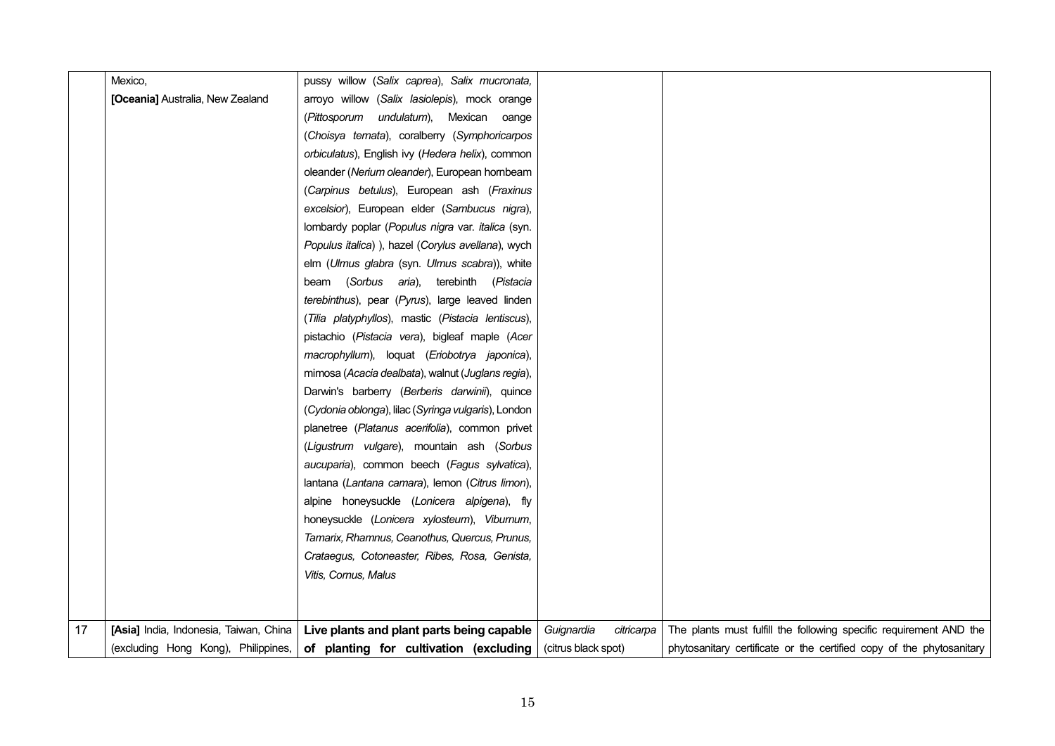| | | | | |
|---|---|---|---|---|
| | Mexico,<br>**[Oceania]** Australia, New Zealand | pussy willow (*Salix caprea*), *Salix mucronata,* arroyo willow (*Salix lasiolepis*), mock orange (*Pittosporum undulatum*), Mexican oange (*Choisya ternata*), coralberry (*Symphoricarpos orbiculatus*), English ivy (*Hedera helix*), common oleander (*Nerium oleander*), European hornbeam (*Carpinus betulus*), European ash (*Fraxinus excelsior*), European elder (*Sambucus nigra*), lombardy poplar (*Populus nigra* var. *italica* (syn. *Populus italica*) ), hazel (*Corylus avellana*), wych elm (*Ulmus glabra* (syn. *Ulmus scabra*)), white beam (*Sorbus aria*), terebinth (*Pistacia terebinthus*), pear (*Pyrus*), large leaved linden (*Tilia platyphyllos*), mastic (*Pistacia lentiscus*), pistachio (*Pistacia vera*), bigleaf maple (*Acer macrophyllum*), loquat (*Eriobotrya japonica*), mimosa (*Acacia dealbata*), walnut (*Juglans regia*), Darwin's barberry (*Berberis darwinii*), quince (*Cydonia oblonga*), lilac (*Syringa vulgaris*), London planetree (*Platanus acerifolia*), common privet (*Ligustrum vulgare*), mountain ash (*Sorbus aucuparia*), common beech (*Fagus sylvatica*), lantana (*Lantana camara*), lemon (*Citrus limon*), alpine honeysuckle (*Lonicera alpigena*), fly honeysuckle (*Lonicera xylosteum*), *Viburnum, Tamarix, Rhamnus, Ceanothus, Quercus, Prunus, Crataegus, Cotoneaster, Ribes, Rosa, Genista, Vitis, Cornus, Malus* | | |
| 17 | **[Asia]** India, Indonesia, Taiwan, China (excluding Hong Kong), Philippines, | **Live plants and plant parts being capable of planting for cultivation (excluding** | *Guignardia citricarpa* (citrus black spot) | The plants must fulfill the following specific requirement AND the phytosanitary certificate or the certified copy of the phytosanitary |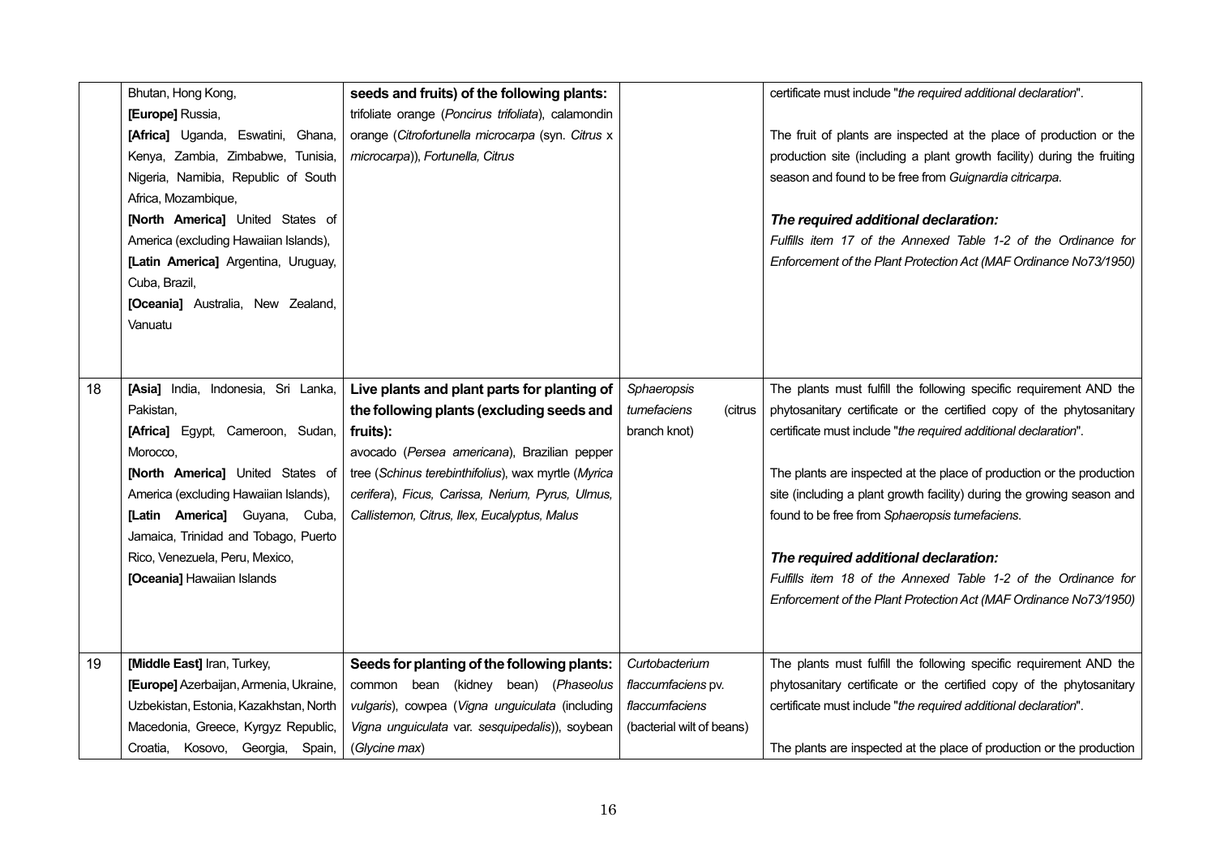| | | | | |
|---|---|---|---|---|
| | Bhutan, Hong Kong, **[Europe]** Russia, **[Africa]** Uganda, Eswatini, Ghana, Kenya, Zambia, Zimbabwe, Tunisia, Nigeria, Namibia, Republic of South Africa, Mozambique, **[North America]** United States of America (excluding Hawaiian Islands), **[Latin America]** Argentina, Uruguay, Cuba, Brazil, **[Oceania]** Australia, New Zealand, Vanuatu | **seeds and fruits) of the following plants:** trifoliate orange (*Poncirus trifoliata*), calamondin orange (*Citrofortunella microcarpa* (syn. *Citrus* x *microcarpa*)), *Fortunella*, *Citrus* | | certificate must include "*the required additional declaration*".<br><br>The fruit of plants are inspected at the place of production or the production site (including a plant growth facility) during the fruiting season and found to be free from *Guignardia citricarpa*.<br><br>***The required additional declaration:***<br>*Fulfills item 17 of the Annexed Table 1-2 of the Ordinance for Enforcement of the Plant Protection Act (MAF Ordinance No73/1950)* |
| 18 | **[Asia]** India, Indonesia, Sri Lanka, Pakistan, **[Africa]** Egypt, Cameroon, Sudan, Morocco, **[North America]** United States of America (excluding Hawaiian Islands), **[Latin America]** Guyana, Cuba, Jamaica, Trinidad and Tobago, Puerto Rico, Venezuela, Peru, Mexico, **[Oceania]** Hawaiian Islands | **Live plants and plant parts for planting of the following plants (excluding seeds and fruits):** avocado (*Persea americana*), Brazilian pepper tree (*Schinus terebinthifolius*), wax myrtle (*Myrica cerifera*), *Ficus*, *Carissa*, *Nerium*, *Pyrus*, *Ulmus*, *Callistemon*, *Citrus*, *Ilex*, *Eucalyptus*, *Malus* | *Sphaeropsis tumefaciens* (citrus branch knot) | The plants must fulfill the following specific requirement AND the phytosanitary certificate or the certified copy of the phytosanitary certificate must include "*the required additional declaration*".<br><br>The plants are inspected at the place of production or the production site (including a plant growth facility) during the growing season and found to be free from *Sphaeropsis tumefaciens*.<br><br>***The required additional declaration:***<br>*Fulfills item 18 of the Annexed Table 1-2 of the Ordinance for Enforcement of the Plant Protection Act (MAF Ordinance No73/1950)* |
| 19 | **[Middle East]** Iran, Turkey, **[Europe]** Azerbaijan, Armenia, Ukraine, Uzbekistan, Estonia, Kazakhstan, North Macedonia, Greece, Kyrgyz Republic, Croatia, Kosovo, Georgia, Spain, | **Seeds for planting of the following plants:** common bean (kidney bean) (*Phaseolus vulgaris*), cowpea (*Vigna unguiculata* (including *Vigna unguiculata* var. *sesquipedalis*)), soybean (*Glycine max*) | *Curtobacterium flaccumfaciens* pv. *flaccumfaciens* (bacterial wilt of beans) | The plants must fulfill the following specific requirement AND the phytosanitary certificate or the certified copy of the phytosanitary certificate must include "*the required additional declaration*".<br><br>The plants are inspected at the place of production or the production |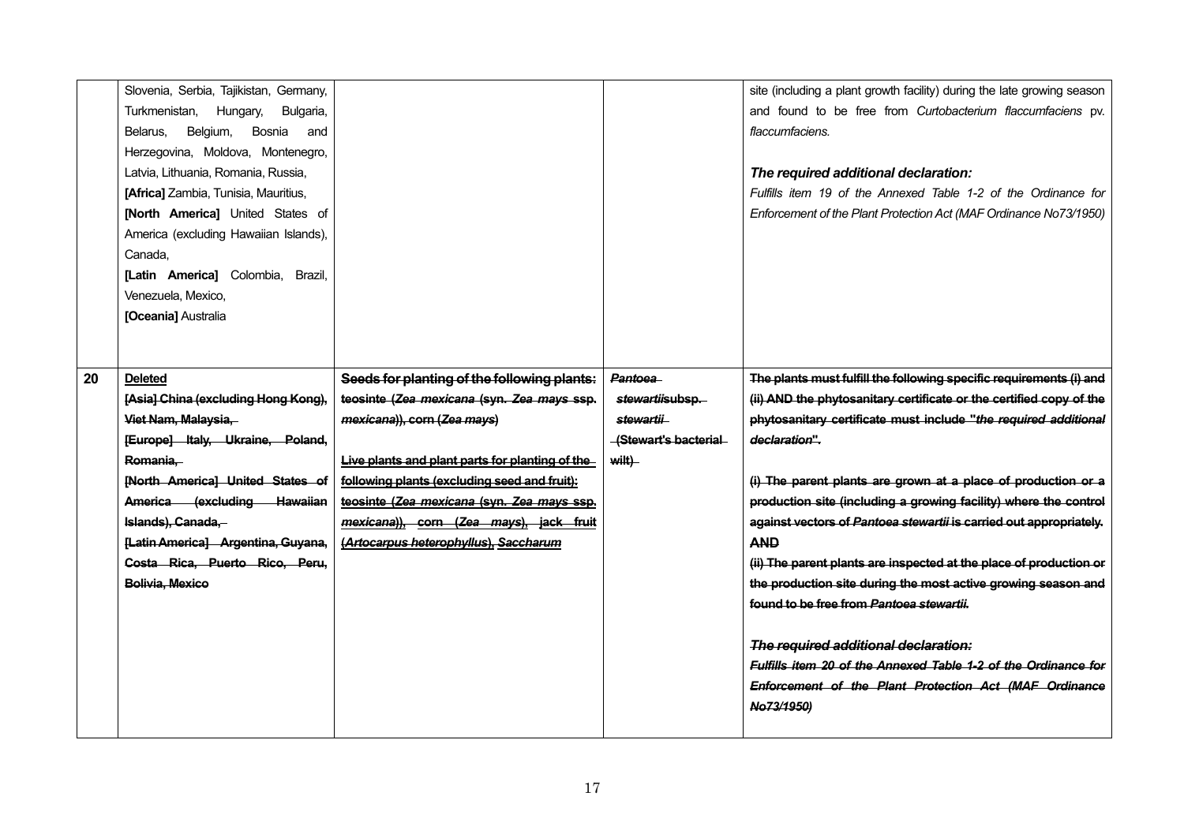| | | | | |
|---|---|---|---|---|
| | Slovenia, Serbia, Tajikistan, Germany, Turkmenistan, Hungary, Bulgaria, Belarus, Belgium, Bosnia and Herzegovina, Moldova, Montenegro, Latvia, Lithuania, Romania, Russia,<br>**[Africa]** Zambia, Tunisia, Mauritius,<br>**[North America]** United States of America (excluding Hawaiian Islands), Canada,<br>**[Latin America]** Colombia, Brazil, Venezuela, Mexico,<br>**[Oceania]** Australia | | | site (including a plant growth facility) during the late growing season and found to be free from *Curtobacterium flaccumfaciens* pv. *flaccumfaciens*.<br><br>***The required additional declaration:***<br>*Fulfills item 19 of the Annexed Table 1-2 of the Ordinance for Enforcement of the Plant Protection Act (MAF Ordinance No73/1950)* |
| **20** | **Deleted**<br>~~**[Asia] China (excluding Hong Kong), Viet Nam, Malaysia,**~~<br>~~**[Europe] Italy, Ukraine, Poland, Romania,**~~<br>~~**[North America] United States of America (excluding Hawaiian Islands), Canada,**~~<br>~~**[Latin America] Argentina, Guyana, Costa Rica, Puerto Rico, Peru, Bolivia, Mexico**~~ | ~~**Seeds for planting of the following plants: teosinte (*Zea mexicana* (syn. *Zea mays* ssp. *mexicana*)), corn (*Zea mays*)**~~<br><br>~~**Live plants and plant parts for planting of the following plants (excluding seed and fruit): teosinte (*Zea mexicana* (syn. *Zea mays* ssp. *mexicana*)), corn (*Zea mays*), jack fruit (*Artocarpus heterophyllus*), *Saccharum***~~ | ~~***Pantoea stewartii*subsp. *stewartii* (Stewart's bacterial wilt)**~~ | ~~**The plants must fulfill the following specific requirements (i) and (ii) AND the phytosanitary certificate or the certified copy of the phytosanitary certificate must include "*the required additional declaration*".**~~<br><br>~~**(i) The parent plants are grown at a place of production or a production site (including a growing facility) where the control against vectors of *Pantoea stewartii* is carried out appropriately.**~~<br>~~**AND**~~<br>~~**(ii) The parent plants are inspected at the place of production or the production site during the most active growing season and found to be free from *Pantoea stewartii*.**~~<br><br>~~***The required additional declaration:***~~<br>~~***Fulfills item 20 of the Annexed Table 1-2 of the Ordinance for Enforcement of the Plant Protection Act (MAF Ordinance No73/1950)***~~ |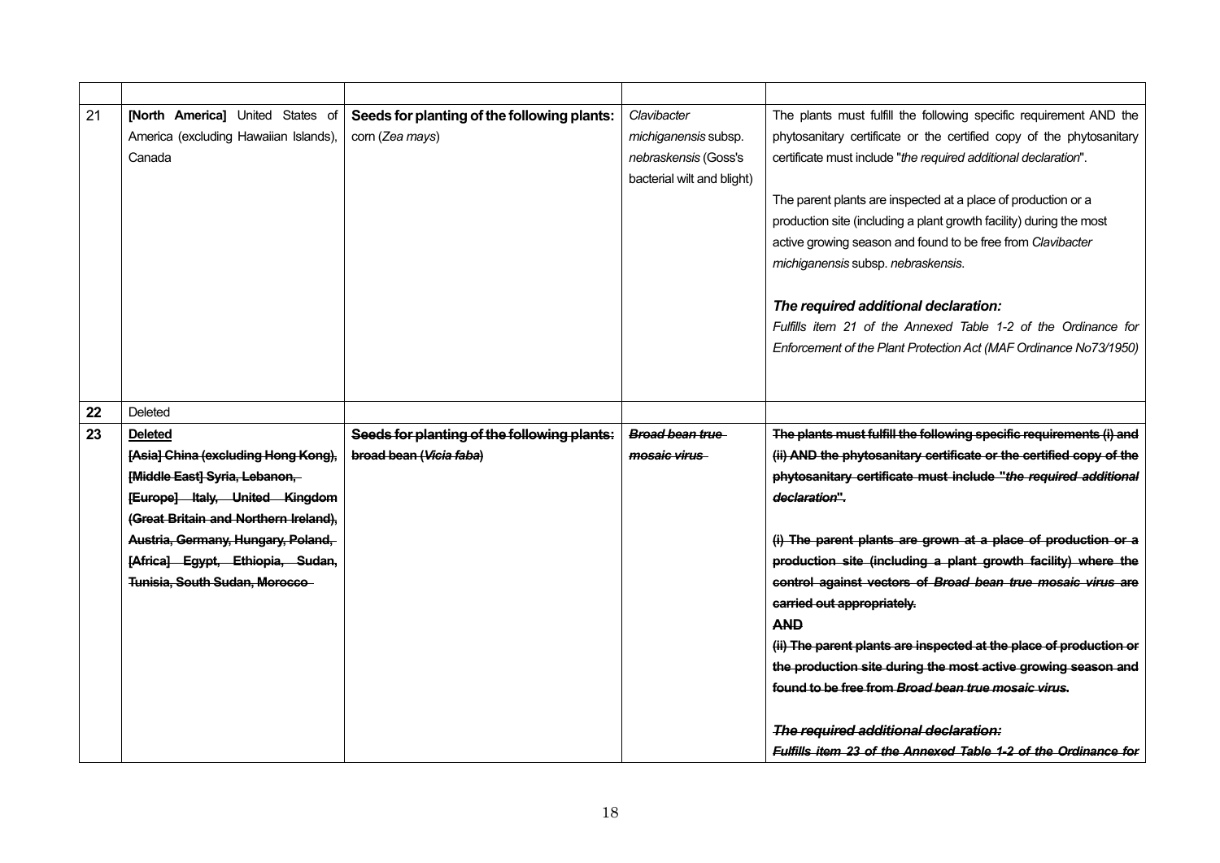| | | | | |
|---|---|---|---|---|
| 21 | **[North America]** United States of America (excluding Hawaiian Islands), Canada | **Seeds for planting of the following plants:** corn (*Zea mays*) | *Clavibacter michiganensis* subsp. *nebraskensis* (Goss's bacterial wilt and blight) | The plants must fulfill the following specific requirement AND the phytosanitary certificate or the certified copy of the phytosanitary certificate must include "*the required additional declaration*".<br><br>The parent plants are inspected at a place of production or a production site (including a plant growth facility) during the most active growing season and found to be free from *Clavibacter michiganensis* subsp. *nebraskensis*.<br><br>***The required additional declaration:***<br>*Fulfills item 21 of the Annexed Table 1-2 of the Ordinance for Enforcement of the Plant Protection Act (MAF Ordinance No73/1950)* |
| **22** | Deleted | | | |
| **23** | **Deleted**<br>~~**[Asia] China (excluding Hong Kong), [Middle East] Syria, Lebanon, [Europe] Italy, United Kingdom (Great Britain and Northern Ireland), Austria, Germany, Hungary, Poland, [Africa] Egypt, Ethiopia, Sudan, Tunisia, South Sudan, Morocco**~~ | ~~**Seeds for planting of the following plants: broad bean (*Vicia faba*)**~~ | ~~***Broad bean true mosaic virus***~~ | ~~**The plants must fulfill the following specific requirements (i) and (ii) AND the phytosanitary certificate or the certified copy of the phytosanitary certificate must include "*the required additional declaration*".**~~<br><br>~~**(i) The parent plants are grown at a place of production or a production site (including a plant growth facility) where the control against vectors of *Broad bean true mosaic virus* are carried out appropriately.**~~<br>~~**AND**~~<br>~~**(ii) The parent plants are inspected at the place of production or the production site during the most active growing season and found to be free from *Broad bean true mosaic virus*.**~~<br><br>~~***The required additional declaration:***~~<br>~~***Fulfills item 23 of the Annexed Table 1-2 of the Ordinance for***~~ |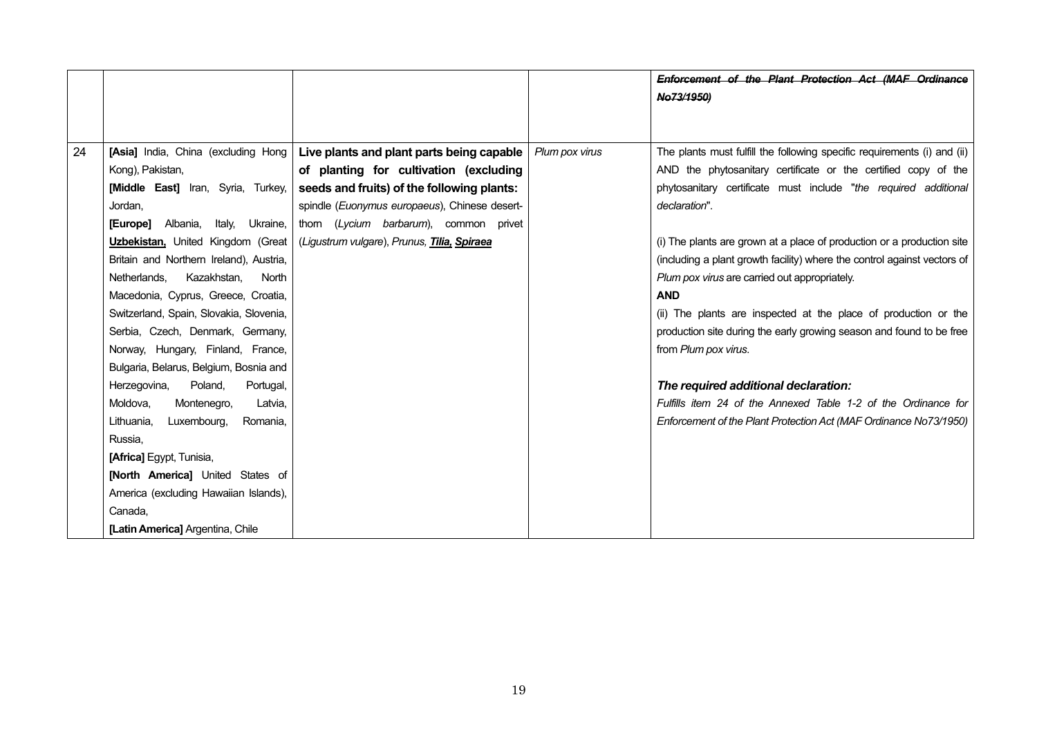| | | | | |
|---|---|---|---|---|
| | | | | ***~~Enforcement of the Plant Protection Act (MAF Ordinance No73/1950)~~*** |
| 24 | **[Asia]** India, China (excluding Hong Kong), Pakistan,<br>**[Middle East]** Iran, Syria, Turkey, Jordan,<br>**[Europe]** Albania, Italy, Ukraine, <u>**Uzbekistan,**</u> United Kingdom (Great Britain and Northern Ireland), Austria, Netherlands, Kazakhstan, North Macedonia, Cyprus, Greece, Croatia, Switzerland, Spain, Slovakia, Slovenia, Serbia, Czech, Denmark, Germany, Norway, Hungary, Finland, France, Bulgaria, Belarus, Belgium, Bosnia and Herzegovina, Poland, Portugal, Moldova, Montenegro, Latvia, Lithuania, Luxembourg, Romania, Russia,<br>**[Africa]** Egypt, Tunisia,<br>**[North America]** United States of America (excluding Hawaiian Islands), Canada,<br>**[Latin America]** Argentina, Chile | **Live plants and plant parts being capable of planting for cultivation (excluding seeds and fruits) of the following plants:**<br>spindle (*Euonymus europaeus*), Chinese desert-thorn (*Lycium barbarum*), common privet (*Ligustrum vulgare*), *Prunus*, <u>***Tilia, Spiraea***</u> | *Plum pox virus* | The plants must fulfill the following specific requirements (i) and (ii) AND the phytosanitary certificate or the certified copy of the phytosanitary certificate must include "*the required additional declaration*".<br><br>(i) The plants are grown at a place of production or a production site (including a plant growth facility) where the control against vectors of *Plum pox virus* are carried out appropriately.<br>**AND**<br>(ii) The plants are inspected at the place of production or the production site during the early growing season and found to be free from *Plum pox virus*.<br><br>***The required additional declaration:***<br>*Fulfills item 24 of the Annexed Table 1-2 of the Ordinance for Enforcement of the Plant Protection Act (MAF Ordinance No73/1950)* |